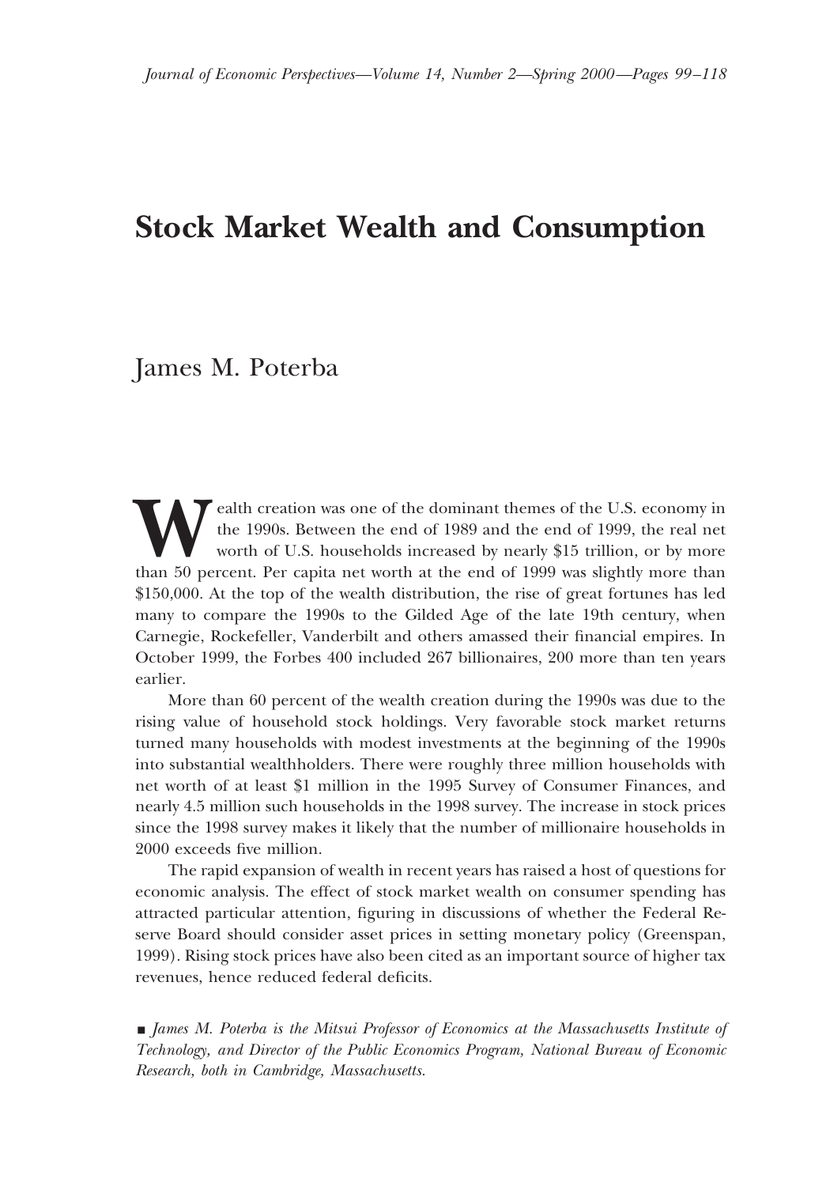# Stock Market Wealth and Consumption

James M. Poterba

Wealth creation was one of the dominant themes of the U.S. economy in the 1990s. Between the end of 1989 and the end of 1999, the real net worth of U.S. households increased by nearly \$15 trillion, or by more than 50 percent. Per capita net worth at the end of 1999 was slightly more than \$150,000. At the top of the wealth distribution, the rise of great fortunes has led many to compare the 1990s to the Gilded Age of the late 19th century, when Carnegie, Rockefeller, Vanderbilt and others amassed their financial empires. In October 1999, the Forbes 400 included 267 billionaires, 200 more than ten years earlier.

More than 60 percent of the wealth creation during the 1990s was due to the rising value of household stock holdings. Very favorable stock market returns turned many households with modest investments at the beginning of the 1990s into substantial wealthholders. There were roughly three million households with net worth of at least \$1 million in the 1995 Survey of Consumer Finances, and nearly 4.5 million such households in the 1998 survey. The increase in stock prices since the 1998 survey makes it likely that the number of millionaire households in 2000 exceeds five million.

The rapid expansion of wealth in recent years has raised a host of questions for economic analysis. The effect of stock market wealth on consumer spending has attracted particular attention, figuring in discussions of whether the Federal Reserve Board should consider asset prices in setting monetary policy (Greenspan, 1999). Rising stock prices have also been cited as an important source of higher tax revenues, hence reduced federal deficits.

■ *James M. Poterba is the Mitsui Professor of Economics at the Massachusetts Institute of Technology, and Director of the Public Economics Program, National Bureau of Economic Research, both in Cambridge, Massachusetts.*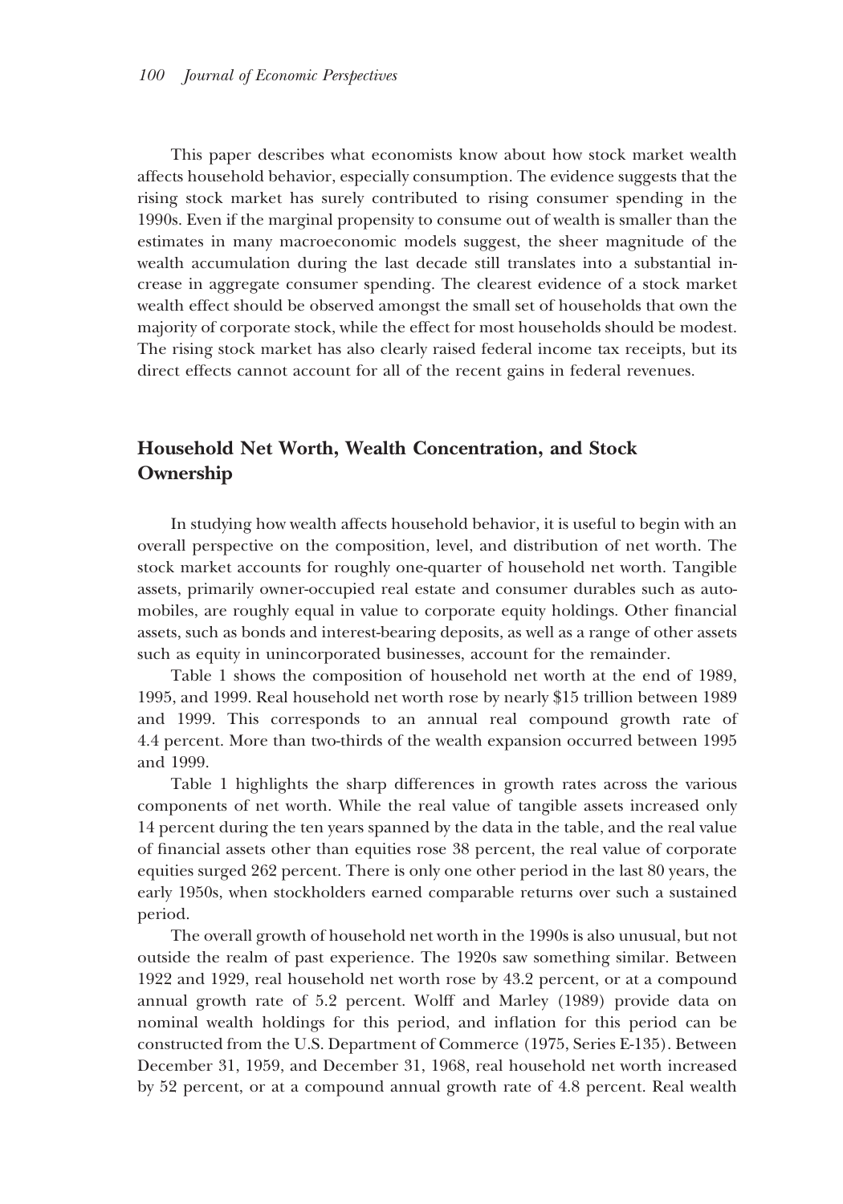This paper describes what economists know about how stock market wealth affects household behavior, especially consumption. The evidence suggests that the rising stock market has surely contributed to rising consumer spending in the 1990s. Even if the marginal propensity to consume out of wealth is smaller than the estimates in many macroeconomic models suggest, the sheer magnitude of the wealth accumulation during the last decade still translates into a substantial increase in aggregate consumer spending. The clearest evidence of a stock market wealth effect should be observed amongst the small set of households that own the majority of corporate stock, while the effect for most households should be modest. The rising stock market has also clearly raised federal income tax receipts, but its direct effects cannot account for all of the recent gains in federal revenues.

## Household Net Worth, Wealth Concentration, and Stock Ownership

In studying how wealth affects household behavior, it is useful to begin with an overall perspective on the composition, level, and distribution of net worth. The stock market accounts for roughly one-quarter of household net worth. Tangible assets, primarily owner-occupied real estate and consumer durables such as automobiles, are roughly equal in value to corporate equity holdings. Other financial assets, such as bonds and interest-bearing deposits, as well as a range of other assets such as equity in unincorporated businesses, account for the remainder.

Table 1 shows the composition of household net worth at the end of 1989, 1995, and 1999. Real household net worth rose by nearly $15 trillion between 1989 and 1999. This corresponds to an annual real compound growth rate of 4.4 percent. More than two-thirds of the wealth expansion occurred between 1995 and 1999.

Table 1 highlights the sharp differences in growth rates across the various components of net worth. While the real value of tangible assets increased only 14 percent during the ten years spanned by the data in the table, and the real value of financial assets other than equities rose 38 percent, the real value of corporate equities surged 262 percent. There is only one other period in the last 80 years, the early 1950s, when stockholders earned comparable returns over such a sustained period.

The overall growth of household net worth in the 1990s is also unusual, but not outside the realm of past experience. The 1920s saw something similar. Between 1922 and 1929, real household net worth rose by 43.2 percent, or at a compound annual growth rate of 5.2 percent. Wolff and Marley (1989) provide data on nominal wealth holdings for this period, and inflation for this period can be constructed from the U.S. Department of Commerce (1975, Series E-135). Between December 31, 1959, and December 31, 1968, real household net worth increased by 52 percent, or at a compound annual growth rate of 4.8 percent. Real wealth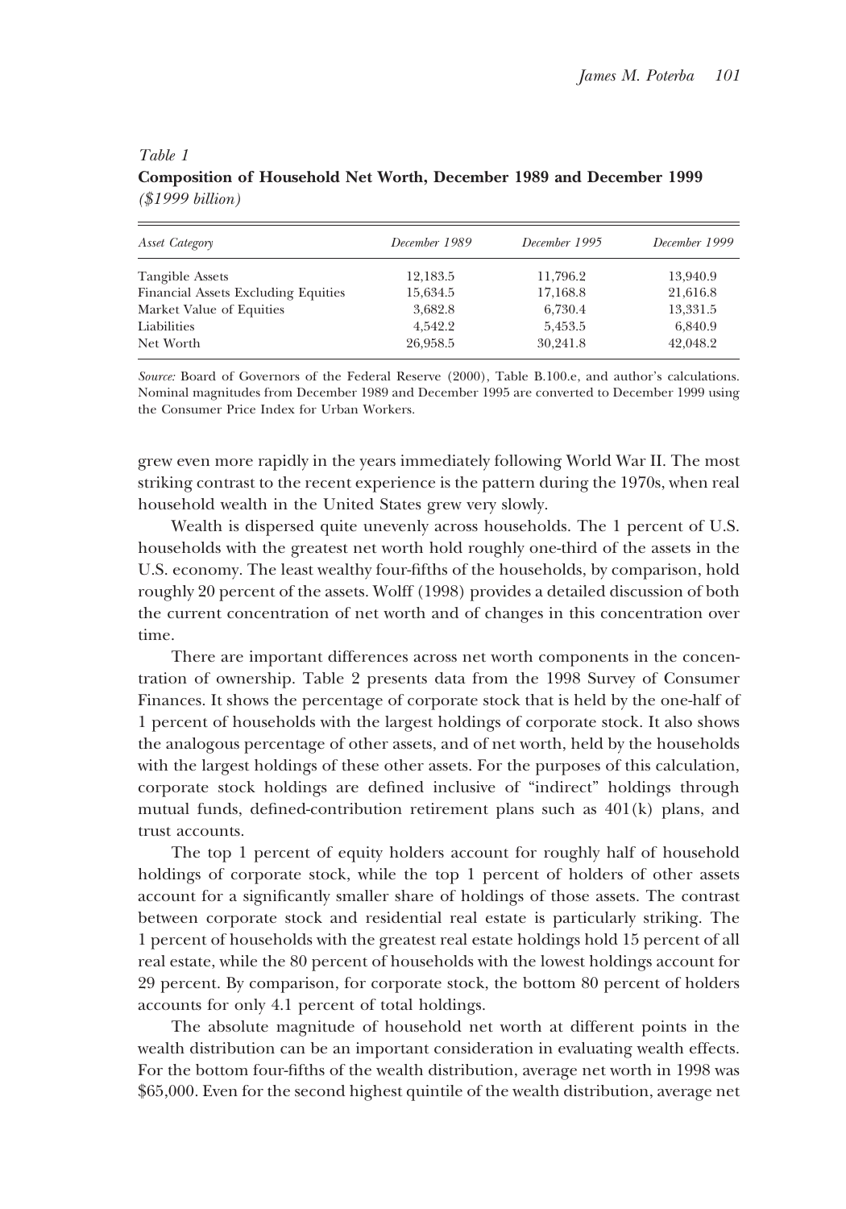*Table 1*
**Composition of Household Net Worth, December 1989 and December 1999**
*($1999 billion)*

| *Asset Category* | *December 1989* | *December 1995* | *December 1999* |
|---|---|---|---|
| Tangible Assets | 12,183.5 | 11,796.2 | 13,940.9 |
| Financial Assets Excluding Equities | 15,634.5 | 17,168.8 | 21,616.8 |
| Market Value of Equities | 3,682.8 | 6,730.4 | 13,331.5 |
| Liabilities | 4,542.2 | 5,453.5 | 6,840.9 |
| Net Worth | 26,958.5 | 30,241.8 | 42,048.2 |

*Source:* Board of Governors of the Federal Reserve (2000), Table B.100.e, and author's calculations. Nominal magnitudes from December 1989 and December 1995 are converted to December 1999 using the Consumer Price Index for Urban Workers.

grew even more rapidly in the years immediately following World War II. The most striking contrast to the recent experience is the pattern during the 1970s, when real household wealth in the United States grew very slowly.

Wealth is dispersed quite unevenly across households. The 1 percent of U.S. households with the greatest net worth hold roughly one-third of the assets in the U.S. economy. The least wealthy four-fifths of the households, by comparison, hold roughly 20 percent of the assets. Wolff (1998) provides a detailed discussion of both the current concentration of net worth and of changes in this concentration over time.

There are important differences across net worth components in the concentration of ownership. Table 2 presents data from the 1998 Survey of Consumer Finances. It shows the percentage of corporate stock that is held by the one-half of 1 percent of households with the largest holdings of corporate stock. It also shows the analogous percentage of other assets, and of net worth, held by the households with the largest holdings of these other assets. For the purposes of this calculation, corporate stock holdings are defined inclusive of "indirect" holdings through mutual funds, defined-contribution retirement plans such as 401(k) plans, and trust accounts.

The top 1 percent of equity holders account for roughly half of household holdings of corporate stock, while the top 1 percent of holders of other assets account for a significantly smaller share of holdings of those assets. The contrast between corporate stock and residential real estate is particularly striking. The 1 percent of households with the greatest real estate holdings hold 15 percent of all real estate, while the 80 percent of households with the lowest holdings account for 29 percent. By comparison, for corporate stock, the bottom 80 percent of holders accounts for only 4.1 percent of total holdings.

The absolute magnitude of household net worth at different points in the wealth distribution can be an important consideration in evaluating wealth effects. For the bottom four-fifths of the wealth distribution, average net worth in 1998 was $65,000. Even for the second highest quintile of the wealth distribution, average net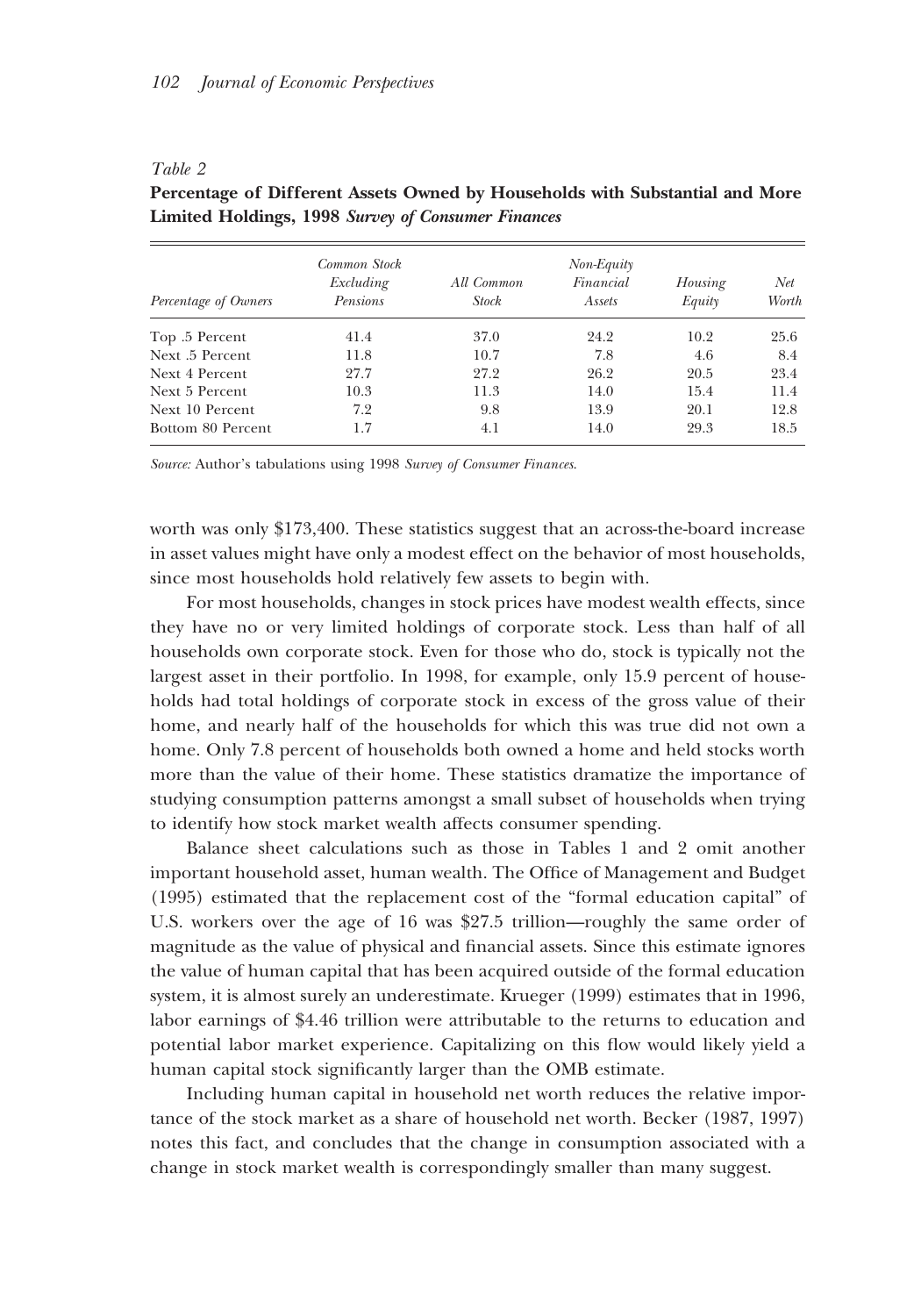*Table 2*

**Percentage of Different Assets Owned by Households with Substantial and More Limited Holdings, 1998 *Survey of Consumer Finances***

| Percentage of Owners | Common Stock Excluding Pensions | All Common Stock | Non-Equity Financial Assets | Housing Equity | Net Worth |
|---|---|---|---|---|---|
| Top .5 Percent | 41.4 | 37.0 | 24.2 | 10.2 | 25.6 |
| Next .5 Percent | 11.8 | 10.7 | 7.8 | 4.6 | 8.4 |
| Next 4 Percent | 27.7 | 27.2 | 26.2 | 20.5 | 23.4 |
| Next 5 Percent | 10.3 | 11.3 | 14.0 | 15.4 | 11.4 |
| Next 10 Percent | 7.2 | 9.8 | 13.9 | 20.1 | 12.8 |
| Bottom 80 Percent | 1.7 | 4.1 | 14.0 | 29.3 | 18.5 |

*Source:* Author's tabulations using 1998 *Survey of Consumer Finances*.

worth was only $173,400. These statistics suggest that an across-the-board increase in asset values might have only a modest effect on the behavior of most households, since most households hold relatively few assets to begin with.

For most households, changes in stock prices have modest wealth effects, since they have no or very limited holdings of corporate stock. Less than half of all households own corporate stock. Even for those who do, stock is typically not the largest asset in their portfolio. In 1998, for example, only 15.9 percent of households had total holdings of corporate stock in excess of the gross value of their home, and nearly half of the households for which this was true did not own a home. Only 7.8 percent of households both owned a home and held stocks worth more than the value of their home. These statistics dramatize the importance of studying consumption patterns amongst a small subset of households when trying to identify how stock market wealth affects consumer spending.

Balance sheet calculations such as those in Tables 1 and 2 omit another important household asset, human wealth. The Office of Management and Budget (1995) estimated that the replacement cost of the "formal education capital" of U.S. workers over the age of 16 was $27.5 trillion—roughly the same order of magnitude as the value of physical and financial assets. Since this estimate ignores the value of human capital that has been acquired outside of the formal education system, it is almost surely an underestimate. Krueger (1999) estimates that in 1996, labor earnings of $4.46 trillion were attributable to the returns to education and potential labor market experience. Capitalizing on this flow would likely yield a human capital stock significantly larger than the OMB estimate.

Including human capital in household net worth reduces the relative importance of the stock market as a share of household net worth. Becker (1987, 1997) notes this fact, and concludes that the change in consumption associated with a change in stock market wealth is correspondingly smaller than many suggest.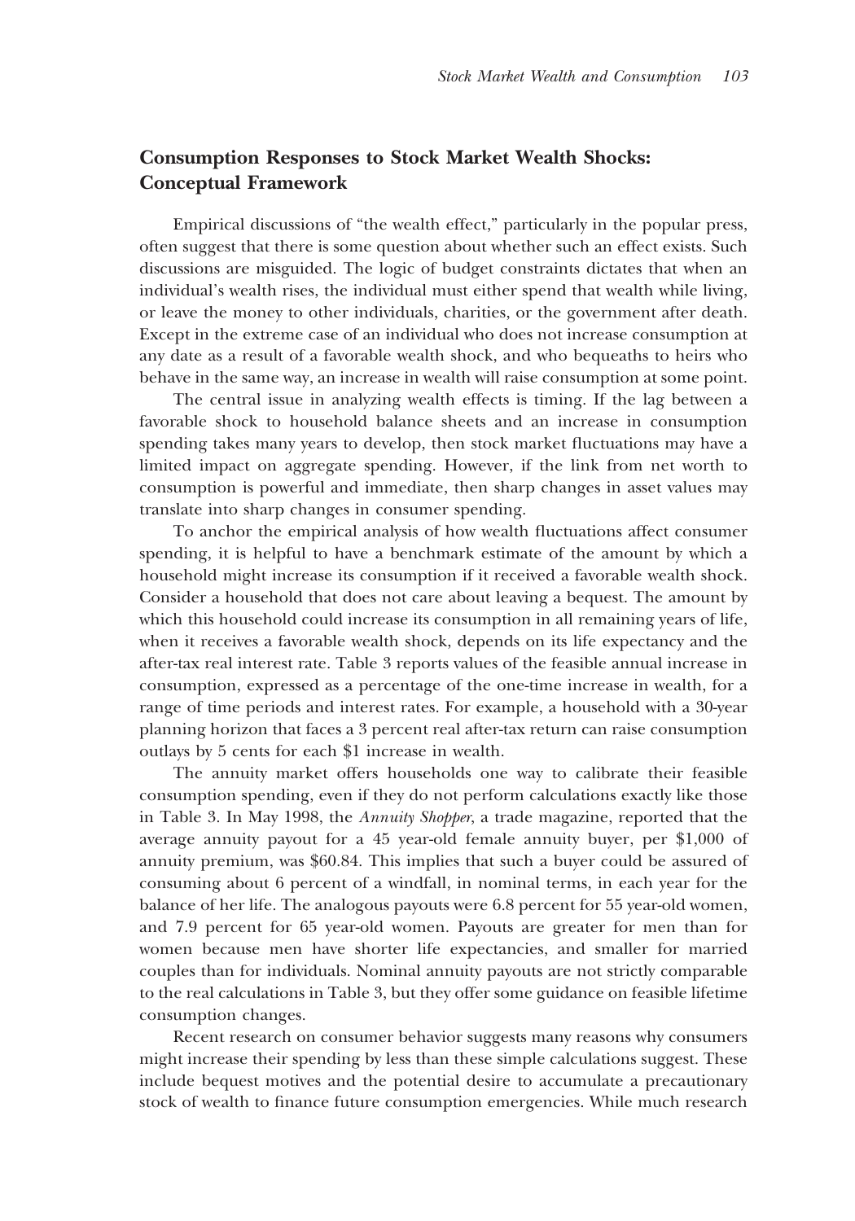## Consumption Responses to Stock Market Wealth Shocks: Conceptual Framework

Empirical discussions of "the wealth effect," particularly in the popular press, often suggest that there is some question about whether such an effect exists. Such discussions are misguided. The logic of budget constraints dictates that when an individual's wealth rises, the individual must either spend that wealth while living, or leave the money to other individuals, charities, or the government after death. Except in the extreme case of an individual who does not increase consumption at any date as a result of a favorable wealth shock, and who bequeaths to heirs who behave in the same way, an increase in wealth will raise consumption at some point.

The central issue in analyzing wealth effects is timing. If the lag between a favorable shock to household balance sheets and an increase in consumption spending takes many years to develop, then stock market fluctuations may have a limited impact on aggregate spending. However, if the link from net worth to consumption is powerful and immediate, then sharp changes in asset values may translate into sharp changes in consumer spending.

To anchor the empirical analysis of how wealth fluctuations affect consumer spending, it is helpful to have a benchmark estimate of the amount by which a household might increase its consumption if it received a favorable wealth shock. Consider a household that does not care about leaving a bequest. The amount by which this household could increase its consumption in all remaining years of life, when it receives a favorable wealth shock, depends on its life expectancy and the after-tax real interest rate. Table 3 reports values of the feasible annual increase in consumption, expressed as a percentage of the one-time increase in wealth, for a range of time periods and interest rates. For example, a household with a 30-year planning horizon that faces a 3 percent real after-tax return can raise consumption outlays by 5 cents for each $1 increase in wealth.

The annuity market offers households one way to calibrate their feasible consumption spending, even if they do not perform calculations exactly like those in Table 3. In May 1998, the *Annuity Shopper*, a trade magazine, reported that the average annuity payout for a 45 year-old female annuity buyer, per $1,000 of annuity premium, was $60.84. This implies that such a buyer could be assured of consuming about 6 percent of a windfall, in nominal terms, in each year for the balance of her life. The analogous payouts were 6.8 percent for 55 year-old women, and 7.9 percent for 65 year-old women. Payouts are greater for men than for women because men have shorter life expectancies, and smaller for married couples than for individuals. Nominal annuity payouts are not strictly comparable to the real calculations in Table 3, but they offer some guidance on feasible lifetime consumption changes.

Recent research on consumer behavior suggests many reasons why consumers might increase their spending by less than these simple calculations suggest. These include bequest motives and the potential desire to accumulate a precautionary stock of wealth to finance future consumption emergencies. While much research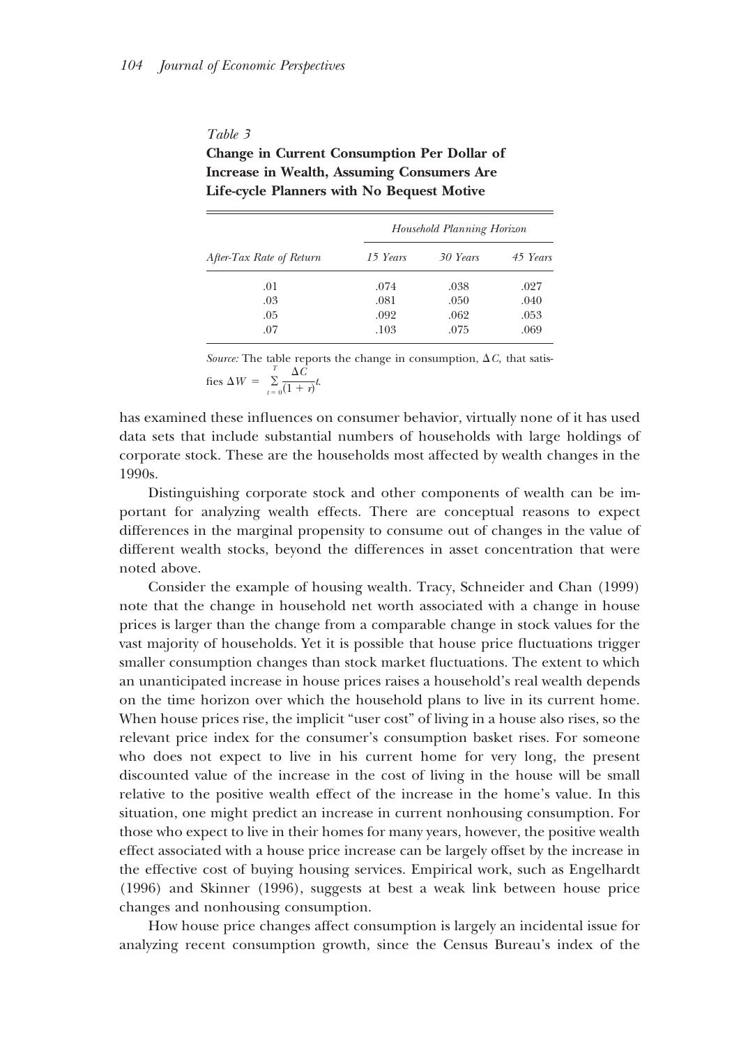*Table 3*

**Change in Current Consumption Per Dollar of Increase in Wealth, Assuming Consumers Are Life-cycle Planners with No Bequest Motive**

| | *Household Planning Horizon* | | |
|---|---|---|---|
| *After-Tax Rate of Return* | *15 Years* | *30 Years* | *45 Years* |
| .01 | .074 | .038 | .027 |
| .03 | .081 | .050 | .040 |
| .05 | .092 | .062 | .053 |
| .07 | .103 | .075 | .069 |

*Source:* The table reports the change in consumption, $\Delta C$, that satisfies $\Delta W = \sum_{t=0}^{T} \frac{\Delta C}{(1+r)^t}$.

has examined these influences on consumer behavior, virtually none of it has used data sets that include substantial numbers of households with large holdings of corporate stock. These are the households most affected by wealth changes in the 1990s.

Distinguishing corporate stock and other components of wealth can be important for analyzing wealth effects. There are conceptual reasons to expect differences in the marginal propensity to consume out of changes in the value of different wealth stocks, beyond the differences in asset concentration that were noted above.

Consider the example of housing wealth. Tracy, Schneider and Chan (1999) note that the change in household net worth associated with a change in house prices is larger than the change from a comparable change in stock values for the vast majority of households. Yet it is possible that house price fluctuations trigger smaller consumption changes than stock market fluctuations. The extent to which an unanticipated increase in house prices raises a household's real wealth depends on the time horizon over which the household plans to live in its current home. When house prices rise, the implicit "user cost" of living in a house also rises, so the relevant price index for the consumer's consumption basket rises. For someone who does not expect to live in his current home for very long, the present discounted value of the increase in the cost of living in the house will be small relative to the positive wealth effect of the increase in the home's value. In this situation, one might predict an increase in current nonhousing consumption. For those who expect to live in their homes for many years, however, the positive wealth effect associated with a house price increase can be largely offset by the increase in the effective cost of buying housing services. Empirical work, such as Engelhardt (1996) and Skinner (1996), suggests at best a weak link between house price changes and nonhousing consumption.

How house price changes affect consumption is largely an incidental issue for analyzing recent consumption growth, since the Census Bureau's index of the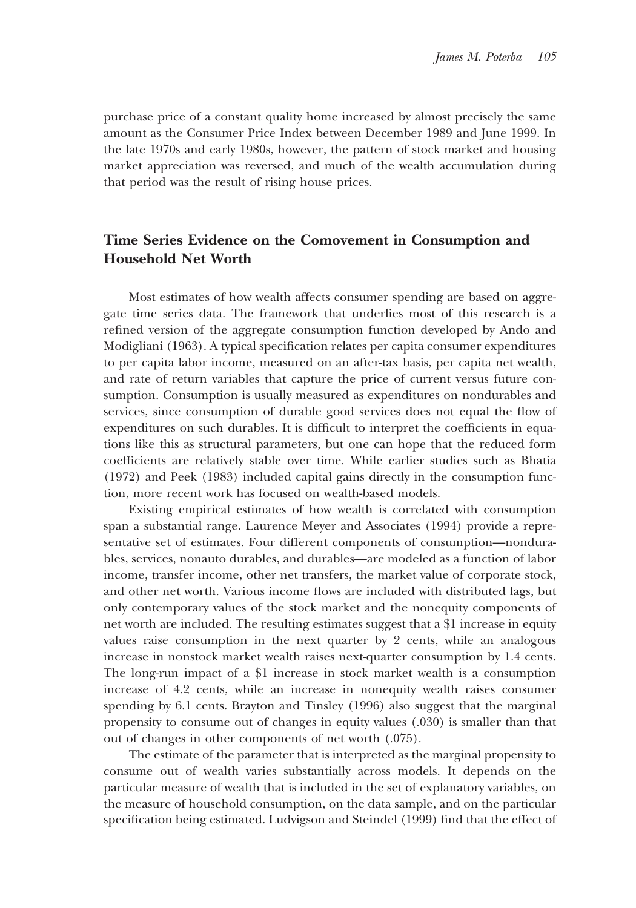purchase price of a constant quality home increased by almost precisely the same amount as the Consumer Price Index between December 1989 and June 1999. In the late 1970s and early 1980s, however, the pattern of stock market and housing market appreciation was reversed, and much of the wealth accumulation during that period was the result of rising house prices.

## Time Series Evidence on the Comovement in Consumption and Household Net Worth

Most estimates of how wealth affects consumer spending are based on aggregate time series data. The framework that underlies most of this research is a refined version of the aggregate consumption function developed by Ando and Modigliani (1963). A typical specification relates per capita consumer expenditures to per capita labor income, measured on an after-tax basis, per capita net wealth, and rate of return variables that capture the price of current versus future consumption. Consumption is usually measured as expenditures on nondurables and services, since consumption of durable good services does not equal the flow of expenditures on such durables. It is difficult to interpret the coefficients in equations like this as structural parameters, but one can hope that the reduced form coefficients are relatively stable over time. While earlier studies such as Bhatia (1972) and Peek (1983) included capital gains directly in the consumption function, more recent work has focused on wealth-based models.

Existing empirical estimates of how wealth is correlated with consumption span a substantial range. Laurence Meyer and Associates (1994) provide a representative set of estimates. Four different components of consumption—nondurables, services, nonauto durables, and durables—are modeled as a function of labor income, transfer income, other net transfers, the market value of corporate stock, and other net worth. Various income flows are included with distributed lags, but only contemporary values of the stock market and the nonequity components of net worth are included. The resulting estimates suggest that a \$1 increase in equity values raise consumption in the next quarter by 2 cents, while an analogous increase in nonstock market wealth raises next-quarter consumption by 1.4 cents. The long-run impact of a \$1 increase in stock market wealth is a consumption increase of 4.2 cents, while an increase in nonequity wealth raises consumer spending by 6.1 cents. Brayton and Tinsley (1996) also suggest that the marginal propensity to consume out of changes in equity values (.030) is smaller than that out of changes in other components of net worth (.075).

The estimate of the parameter that is interpreted as the marginal propensity to consume out of wealth varies substantially across models. It depends on the particular measure of wealth that is included in the set of explanatory variables, on the measure of household consumption, on the data sample, and on the particular specification being estimated. Ludvigson and Steindel (1999) find that the effect of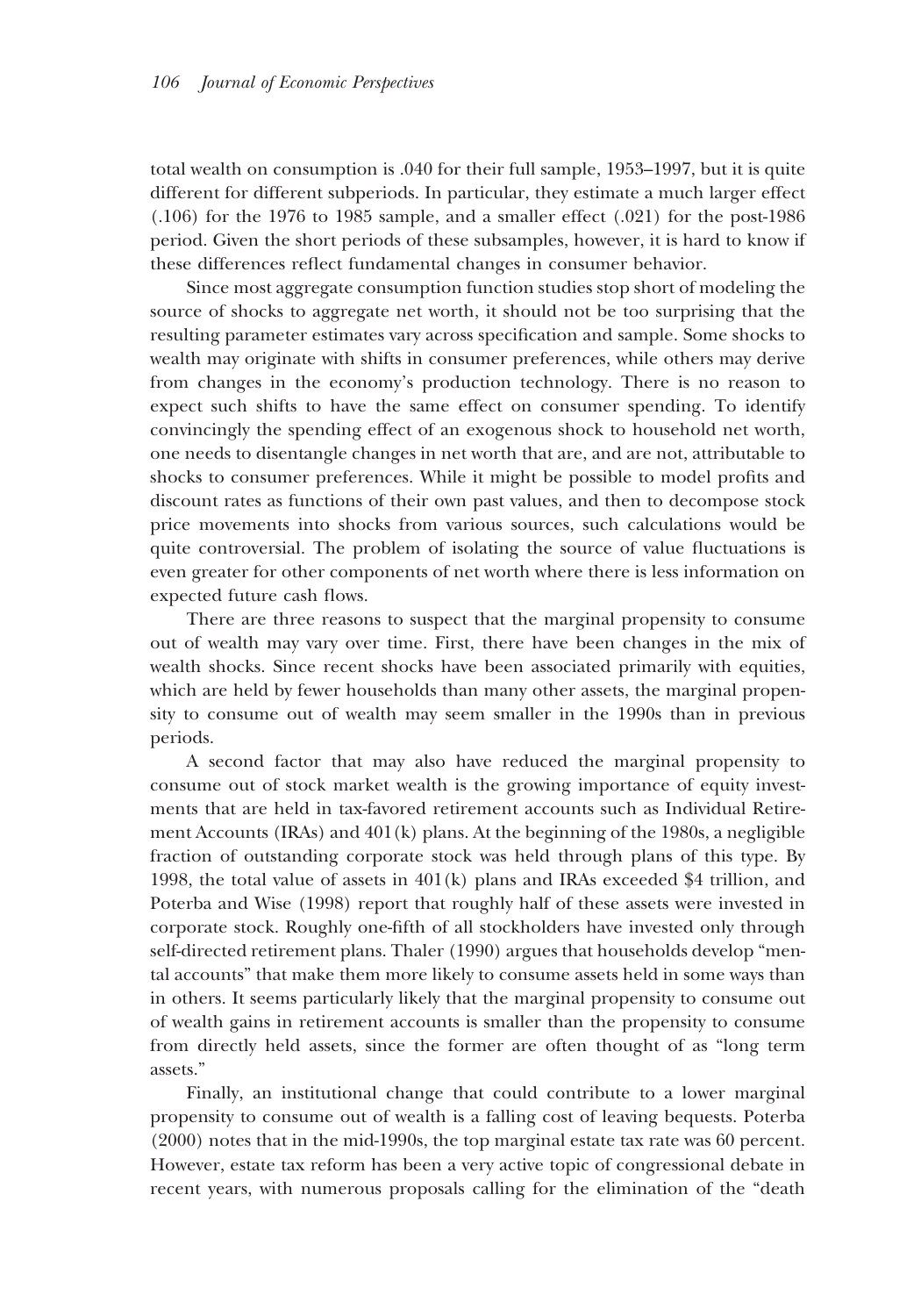total wealth on consumption is .040 for their full sample, 1953–1997, but it is quite different for different subperiods. In particular, they estimate a much larger effect (.106) for the 1976 to 1985 sample, and a smaller effect (.021) for the post-1986 period. Given the short periods of these subsamples, however, it is hard to know if these differences reflect fundamental changes in consumer behavior.

Since most aggregate consumption function studies stop short of modeling the source of shocks to aggregate net worth, it should not be too surprising that the resulting parameter estimates vary across specification and sample. Some shocks to wealth may originate with shifts in consumer preferences, while others may derive from changes in the economy's production technology. There is no reason to expect such shifts to have the same effect on consumer spending. To identify convincingly the spending effect of an exogenous shock to household net worth, one needs to disentangle changes in net worth that are, and are not, attributable to shocks to consumer preferences. While it might be possible to model profits and discount rates as functions of their own past values, and then to decompose stock price movements into shocks from various sources, such calculations would be quite controversial. The problem of isolating the source of value fluctuations is even greater for other components of net worth where there is less information on expected future cash flows.

There are three reasons to suspect that the marginal propensity to consume out of wealth may vary over time. First, there have been changes in the mix of wealth shocks. Since recent shocks have been associated primarily with equities, which are held by fewer households than many other assets, the marginal propensity to consume out of wealth may seem smaller in the 1990s than in previous periods.

A second factor that may also have reduced the marginal propensity to consume out of stock market wealth is the growing importance of equity investments that are held in tax-favored retirement accounts such as Individual Retirement Accounts (IRAs) and 401(k) plans. At the beginning of the 1980s, a negligible fraction of outstanding corporate stock was held through plans of this type. By 1998, the total value of assets in 401(k) plans and IRAs exceeded $4 trillion, and Poterba and Wise (1998) report that roughly half of these assets were invested in corporate stock. Roughly one-fifth of all stockholders have invested only through self-directed retirement plans. Thaler (1990) argues that households develop "mental accounts" that make them more likely to consume assets held in some ways than in others. It seems particularly likely that the marginal propensity to consume out of wealth gains in retirement accounts is smaller than the propensity to consume from directly held assets, since the former are often thought of as "long term assets."

Finally, an institutional change that could contribute to a lower marginal propensity to consume out of wealth is a falling cost of leaving bequests. Poterba (2000) notes that in the mid-1990s, the top marginal estate tax rate was 60 percent. However, estate tax reform has been a very active topic of congressional debate in recent years, with numerous proposals calling for the elimination of the "death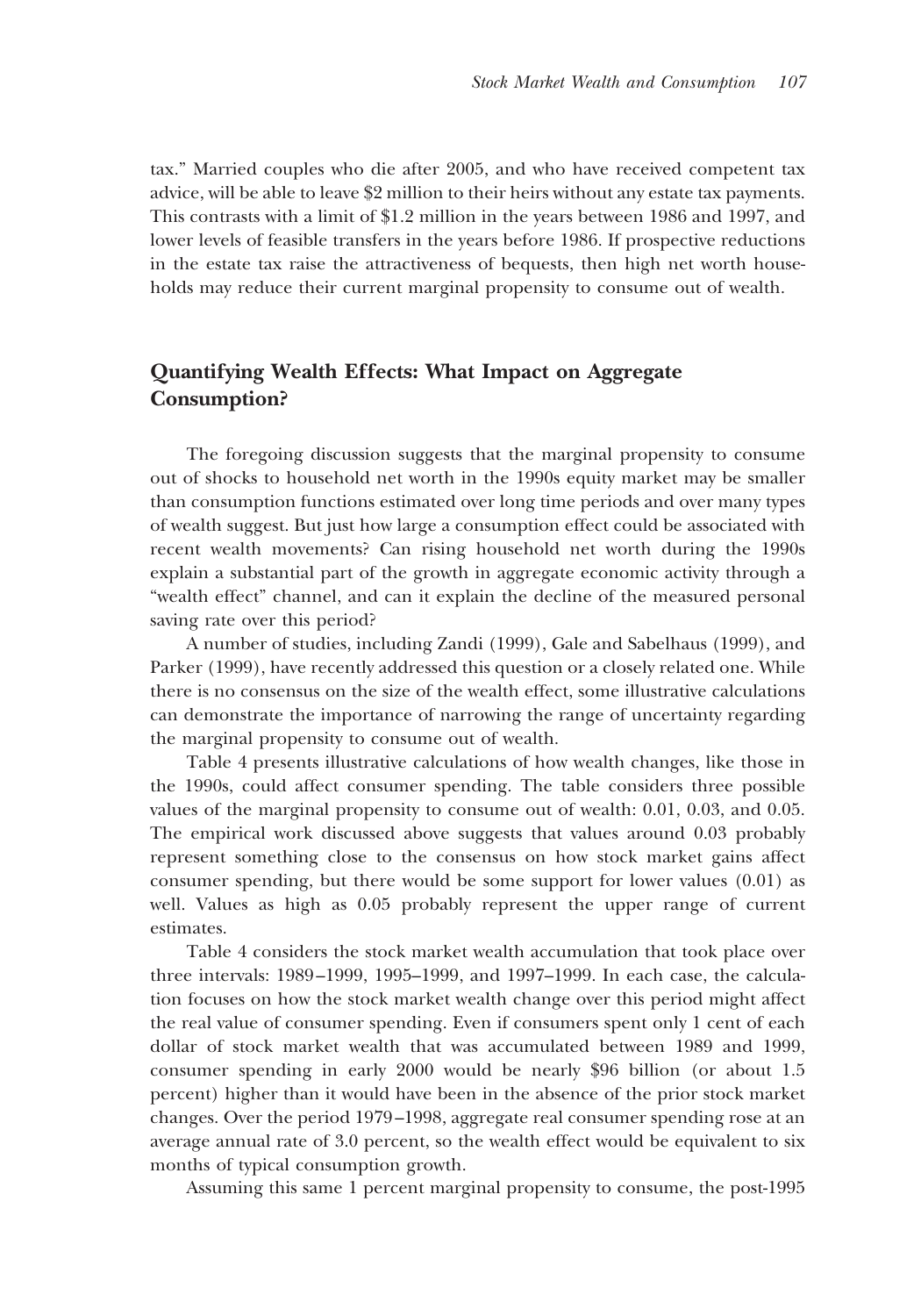tax." Married couples who die after 2005, and who have received competent tax advice, will be able to leave $2 million to their heirs without any estate tax payments. This contrasts with a limit of $1.2 million in the years between 1986 and 1997, and lower levels of feasible transfers in the years before 1986. If prospective reductions in the estate tax raise the attractiveness of bequests, then high net worth households may reduce their current marginal propensity to consume out of wealth.

## Quantifying Wealth Effects: What Impact on Aggregate Consumption?

The foregoing discussion suggests that the marginal propensity to consume out of shocks to household net worth in the 1990s equity market may be smaller than consumption functions estimated over long time periods and over many types of wealth suggest. But just how large a consumption effect could be associated with recent wealth movements? Can rising household net worth during the 1990s explain a substantial part of the growth in aggregate economic activity through a "wealth effect" channel, and can it explain the decline of the measured personal saving rate over this period?

A number of studies, including Zandi (1999), Gale and Sabelhaus (1999), and Parker (1999), have recently addressed this question or a closely related one. While there is no consensus on the size of the wealth effect, some illustrative calculations can demonstrate the importance of narrowing the range of uncertainty regarding the marginal propensity to consume out of wealth.

Table 4 presents illustrative calculations of how wealth changes, like those in the 1990s, could affect consumer spending. The table considers three possible values of the marginal propensity to consume out of wealth: 0.01, 0.03, and 0.05. The empirical work discussed above suggests that values around 0.03 probably represent something close to the consensus on how stock market gains affect consumer spending, but there would be some support for lower values (0.01) as well. Values as high as 0.05 probably represent the upper range of current estimates.

Table 4 considers the stock market wealth accumulation that took place over three intervals: 1989–1999, 1995–1999, and 1997–1999. In each case, the calculation focuses on how the stock market wealth change over this period might affect the real value of consumer spending. Even if consumers spent only 1 cent of each dollar of stock market wealth that was accumulated between 1989 and 1999, consumer spending in early 2000 would be nearly $96 billion (or about 1.5 percent) higher than it would have been in the absence of the prior stock market changes. Over the period 1979–1998, aggregate real consumer spending rose at an average annual rate of 3.0 percent, so the wealth effect would be equivalent to six months of typical consumption growth.

Assuming this same 1 percent marginal propensity to consume, the post-1995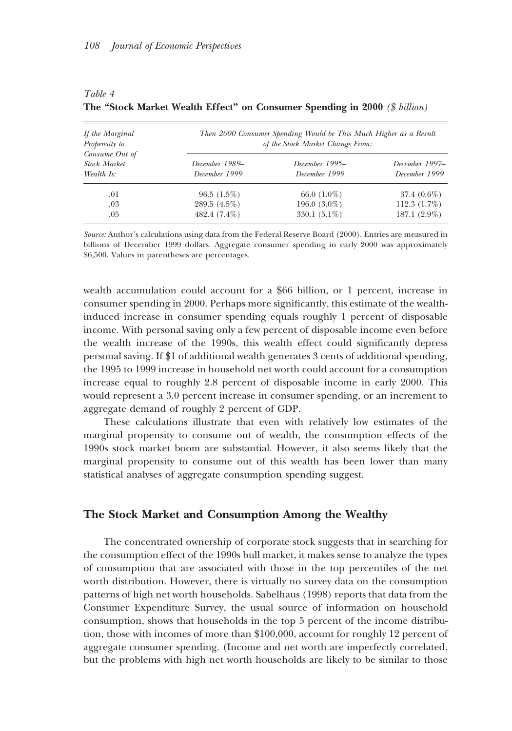*Table 4*
**The "Stock Market Wealth Effect" on Consumer Spending in 2000** *($ billion)*

| *If the Marginal Propensity to Consume Out of Stock Market Wealth Is:* | *Then 2000 Consumer Spending Would be This Much Higher as a Result of the Stock Market Change From:* | | |
|---|---|---|---|
| | *December 1989– December 1999* | *December 1995– December 1999* | *December 1997– December 1999* |
| .01 | 96.5 (1.5%) | 66.0 (1.0%) | 37.4 (0.6%) |
| .03 | 289.5 (4.5%) | 196.0 (3.0%) | 112.3 (1.7%) |
| .05 | 482.4 (7.4%) | 330.1 (5.1%) | 187.1 (2.9%) |

*Source:* Author's calculations using data from the Federal Reserve Board (2000). Entries are measured in billions of December 1999 dollars. Aggregate consumer spending in early 2000 was approximately $6,500. Values in parentheses are percentages.

wealth accumulation could account for a $66 billion, or 1 percent, increase in consumer spending in 2000. Perhaps more significantly, this estimate of the wealth-induced increase in consumer spending equals roughly 1 percent of disposable income. With personal saving only a few percent of disposable income even before the wealth increase of the 1990s, this wealth effect could significantly depress personal saving. If $1 of additional wealth generates 3 cents of additional spending, the 1995 to 1999 increase in household net worth could account for a consumption increase equal to roughly 2.8 percent of disposable income in early 2000. This would represent a 3.0 percent increase in consumer spending, or an increment to aggregate demand of roughly 2 percent of GDP.

These calculations illustrate that even with relatively low estimates of the marginal propensity to consume out of wealth, the consumption effects of the 1990s stock market boom are substantial. However, it also seems likely that the marginal propensity to consume out of this wealth has been lower than many statistical analyses of aggregate consumption spending suggest.

## The Stock Market and Consumption Among the Wealthy

The concentrated ownership of corporate stock suggests that in searching for the consumption effect of the 1990s bull market, it makes sense to analyze the types of consumption that are associated with those in the top percentiles of the net worth distribution. However, there is virtually no survey data on the consumption patterns of high net worth households. Sabelhaus (1998) reports that data from the Consumer Expenditure Survey, the usual source of information on household consumption, shows that households in the top 5 percent of the income distribution, those with incomes of more than $100,000, account for roughly 12 percent of aggregate consumer spending. (Income and net worth are imperfectly correlated, but the problems with high net worth households are likely to be similar to those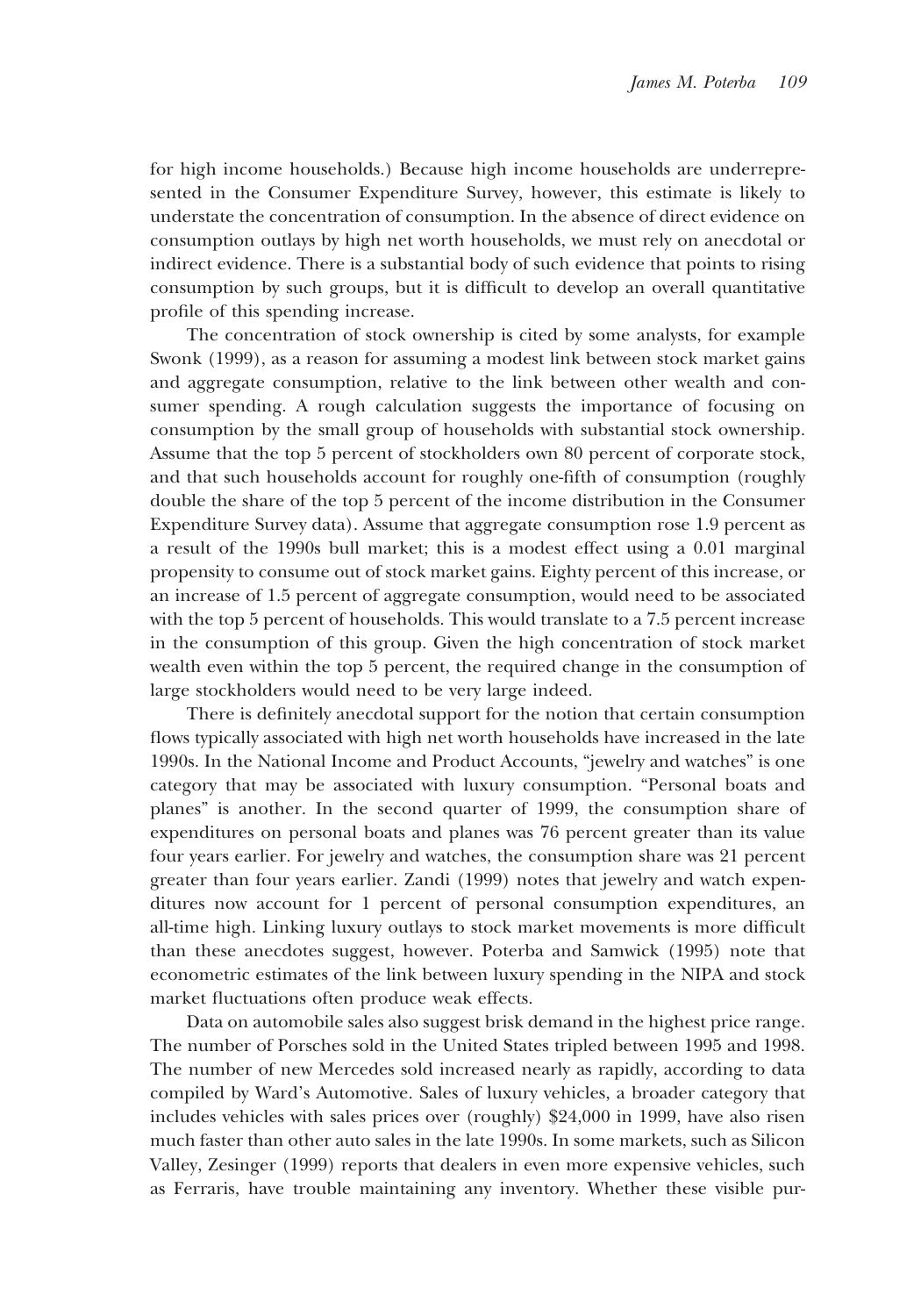for high income households.) Because high income households are underrepresented in the Consumer Expenditure Survey, however, this estimate is likely to understate the concentration of consumption. In the absence of direct evidence on consumption outlays by high net worth households, we must rely on anecdotal or indirect evidence. There is a substantial body of such evidence that points to rising consumption by such groups, but it is difficult to develop an overall quantitative profile of this spending increase.

The concentration of stock ownership is cited by some analysts, for example Swonk (1999), as a reason for assuming a modest link between stock market gains and aggregate consumption, relative to the link between other wealth and consumer spending. A rough calculation suggests the importance of focusing on consumption by the small group of households with substantial stock ownership. Assume that the top 5 percent of stockholders own 80 percent of corporate stock, and that such households account for roughly one-fifth of consumption (roughly double the share of the top 5 percent of the income distribution in the Consumer Expenditure Survey data). Assume that aggregate consumption rose 1.9 percent as a result of the 1990s bull market; this is a modest effect using a 0.01 marginal propensity to consume out of stock market gains. Eighty percent of this increase, or an increase of 1.5 percent of aggregate consumption, would need to be associated with the top 5 percent of households. This would translate to a 7.5 percent increase in the consumption of this group. Given the high concentration of stock market wealth even within the top 5 percent, the required change in the consumption of large stockholders would need to be very large indeed.

There is definitely anecdotal support for the notion that certain consumption flows typically associated with high net worth households have increased in the late 1990s. In the National Income and Product Accounts, "jewelry and watches" is one category that may be associated with luxury consumption. "Personal boats and planes" is another. In the second quarter of 1999, the consumption share of expenditures on personal boats and planes was 76 percent greater than its value four years earlier. For jewelry and watches, the consumption share was 21 percent greater than four years earlier. Zandi (1999) notes that jewelry and watch expenditures now account for 1 percent of personal consumption expenditures, an all-time high. Linking luxury outlays to stock market movements is more difficult than these anecdotes suggest, however. Poterba and Samwick (1995) note that econometric estimates of the link between luxury spending in the NIPA and stock market fluctuations often produce weak effects.

Data on automobile sales also suggest brisk demand in the highest price range. The number of Porsches sold in the United States tripled between 1995 and 1998. The number of new Mercedes sold increased nearly as rapidly, according to data compiled by Ward's Automotive. Sales of luxury vehicles, a broader category that includes vehicles with sales prices over (roughly) $24,000 in 1999, have also risen much faster than other auto sales in the late 1990s. In some markets, such as Silicon Valley, Zesinger (1999) reports that dealers in even more expensive vehicles, such as Ferraris, have trouble maintaining any inventory. Whether these visible pur-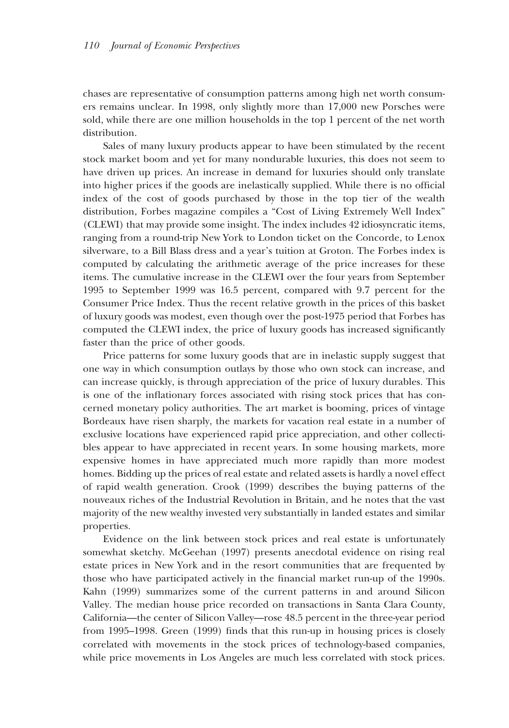chases are representative of consumption patterns among high net worth consumers remains unclear. In 1998, only slightly more than 17,000 new Porsches were sold, while there are one million households in the top 1 percent of the net worth distribution.

Sales of many luxury products appear to have been stimulated by the recent stock market boom and yet for many nondurable luxuries, this does not seem to have driven up prices. An increase in demand for luxuries should only translate into higher prices if the goods are inelastically supplied. While there is no official index of the cost of goods purchased by those in the top tier of the wealth distribution, Forbes magazine compiles a "Cost of Living Extremely Well Index" (CLEWI) that may provide some insight. The index includes 42 idiosyncratic items, ranging from a round-trip New York to London ticket on the Concorde, to Lenox silverware, to a Bill Blass dress and a year's tuition at Groton. The Forbes index is computed by calculating the arithmetic average of the price increases for these items. The cumulative increase in the CLEWI over the four years from September 1995 to September 1999 was 16.5 percent, compared with 9.7 percent for the Consumer Price Index. Thus the recent relative growth in the prices of this basket of luxury goods was modest, even though over the post-1975 period that Forbes has computed the CLEWI index, the price of luxury goods has increased significantly faster than the price of other goods.

Price patterns for some luxury goods that are in inelastic supply suggest that one way in which consumption outlays by those who own stock can increase, and can increase quickly, is through appreciation of the price of luxury durables. This is one of the inflationary forces associated with rising stock prices that has concerned monetary policy authorities. The art market is booming, prices of vintage Bordeaux have risen sharply, the markets for vacation real estate in a number of exclusive locations have experienced rapid price appreciation, and other collectibles appear to have appreciated in recent years. In some housing markets, more expensive homes in have appreciated much more rapidly than more modest homes. Bidding up the prices of real estate and related assets is hardly a novel effect of rapid wealth generation. Crook (1999) describes the buying patterns of the nouveaux riches of the Industrial Revolution in Britain, and he notes that the vast majority of the new wealthy invested very substantially in landed estates and similar properties.

Evidence on the link between stock prices and real estate is unfortunately somewhat sketchy. McGeehan (1997) presents anecdotal evidence on rising real estate prices in New York and in the resort communities that are frequented by those who have participated actively in the financial market run-up of the 1990s. Kahn (1999) summarizes some of the current patterns in and around Silicon Valley. The median house price recorded on transactions in Santa Clara County, California—the center of Silicon Valley—rose 48.5 percent in the three-year period from 1995–1998. Green (1999) finds that this run-up in housing prices is closely correlated with movements in the stock prices of technology-based companies, while price movements in Los Angeles are much less correlated with stock prices.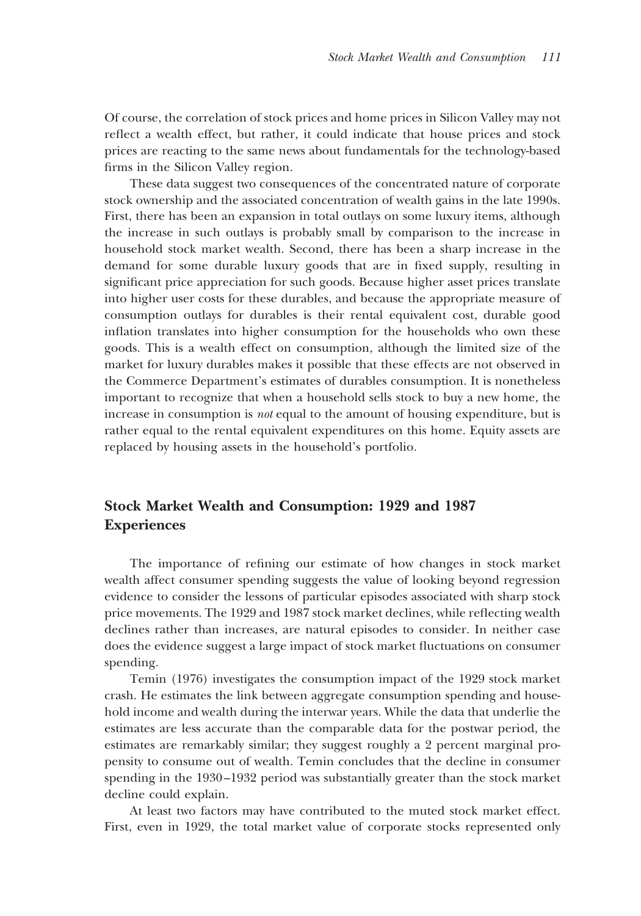Of course, the correlation of stock prices and home prices in Silicon Valley may not reflect a wealth effect, but rather, it could indicate that house prices and stock prices are reacting to the same news about fundamentals for the technology-based firms in the Silicon Valley region.

These data suggest two consequences of the concentrated nature of corporate stock ownership and the associated concentration of wealth gains in the late 1990s. First, there has been an expansion in total outlays on some luxury items, although the increase in such outlays is probably small by comparison to the increase in household stock market wealth. Second, there has been a sharp increase in the demand for some durable luxury goods that are in fixed supply, resulting in significant price appreciation for such goods. Because higher asset prices translate into higher user costs for these durables, and because the appropriate measure of consumption outlays for durables is their rental equivalent cost, durable good inflation translates into higher consumption for the households who own these goods. This is a wealth effect on consumption, although the limited size of the market for luxury durables makes it possible that these effects are not observed in the Commerce Department's estimates of durables consumption. It is nonetheless important to recognize that when a household sells stock to buy a new home, the increase in consumption is *not* equal to the amount of housing expenditure, but is rather equal to the rental equivalent expenditures on this home. Equity assets are replaced by housing assets in the household's portfolio.

## Stock Market Wealth and Consumption: 1929 and 1987 Experiences

The importance of refining our estimate of how changes in stock market wealth affect consumer spending suggests the value of looking beyond regression evidence to consider the lessons of particular episodes associated with sharp stock price movements. The 1929 and 1987 stock market declines, while reflecting wealth declines rather than increases, are natural episodes to consider. In neither case does the evidence suggest a large impact of stock market fluctuations on consumer spending.

Temin (1976) investigates the consumption impact of the 1929 stock market crash. He estimates the link between aggregate consumption spending and household income and wealth during the interwar years. While the data that underlie the estimates are less accurate than the comparable data for the postwar period, the estimates are remarkably similar; they suggest roughly a 2 percent marginal propensity to consume out of wealth. Temin concludes that the decline in consumer spending in the 1930–1932 period was substantially greater than the stock market decline could explain.

At least two factors may have contributed to the muted stock market effect. First, even in 1929, the total market value of corporate stocks represented only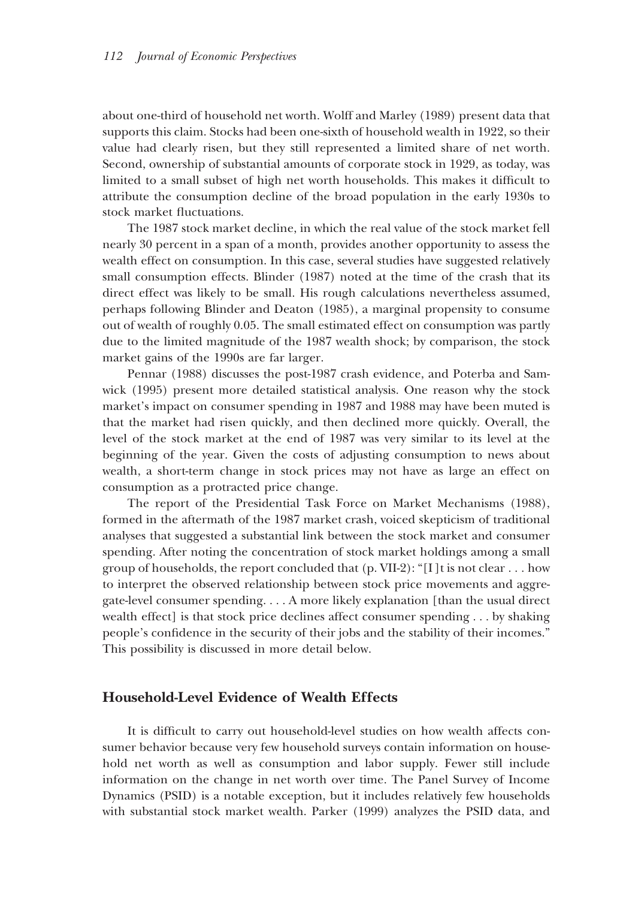about one-third of household net worth. Wolff and Marley (1989) present data that supports this claim. Stocks had been one-sixth of household wealth in 1922, so their value had clearly risen, but they still represented a limited share of net worth. Second, ownership of substantial amounts of corporate stock in 1929, as today, was limited to a small subset of high net worth households. This makes it difficult to attribute the consumption decline of the broad population in the early 1930s to stock market fluctuations.

The 1987 stock market decline, in which the real value of the stock market fell nearly 30 percent in a span of a month, provides another opportunity to assess the wealth effect on consumption. In this case, several studies have suggested relatively small consumption effects. Blinder (1987) noted at the time of the crash that its direct effect was likely to be small. His rough calculations nevertheless assumed, perhaps following Blinder and Deaton (1985), a marginal propensity to consume out of wealth of roughly 0.05. The small estimated effect on consumption was partly due to the limited magnitude of the 1987 wealth shock; by comparison, the stock market gains of the 1990s are far larger.

Pennar (1988) discusses the post-1987 crash evidence, and Poterba and Samwick (1995) present more detailed statistical analysis. One reason why the stock market's impact on consumer spending in 1987 and 1988 may have been muted is that the market had risen quickly, and then declined more quickly. Overall, the level of the stock market at the end of 1987 was very similar to its level at the beginning of the year. Given the costs of adjusting consumption to news about wealth, a short-term change in stock prices may not have as large an effect on consumption as a protracted price change.

The report of the Presidential Task Force on Market Mechanisms (1988), formed in the aftermath of the 1987 market crash, voiced skepticism of traditional analyses that suggested a substantial link between the stock market and consumer spending. After noting the concentration of stock market holdings among a small group of households, the report concluded that (p. VII-2): "[I]t is not clear . . . how to interpret the observed relationship between stock price movements and aggregate-level consumer spending. . . . A more likely explanation [than the usual direct wealth effect] is that stock price declines affect consumer spending . . . by shaking people's confidence in the security of their jobs and the stability of their incomes." This possibility is discussed in more detail below.

## Household-Level Evidence of Wealth Effects

It is difficult to carry out household-level studies on how wealth affects consumer behavior because very few household surveys contain information on household net worth as well as consumption and labor supply. Fewer still include information on the change in net worth over time. The Panel Survey of Income Dynamics (PSID) is a notable exception, but it includes relatively few households with substantial stock market wealth. Parker (1999) analyzes the PSID data, and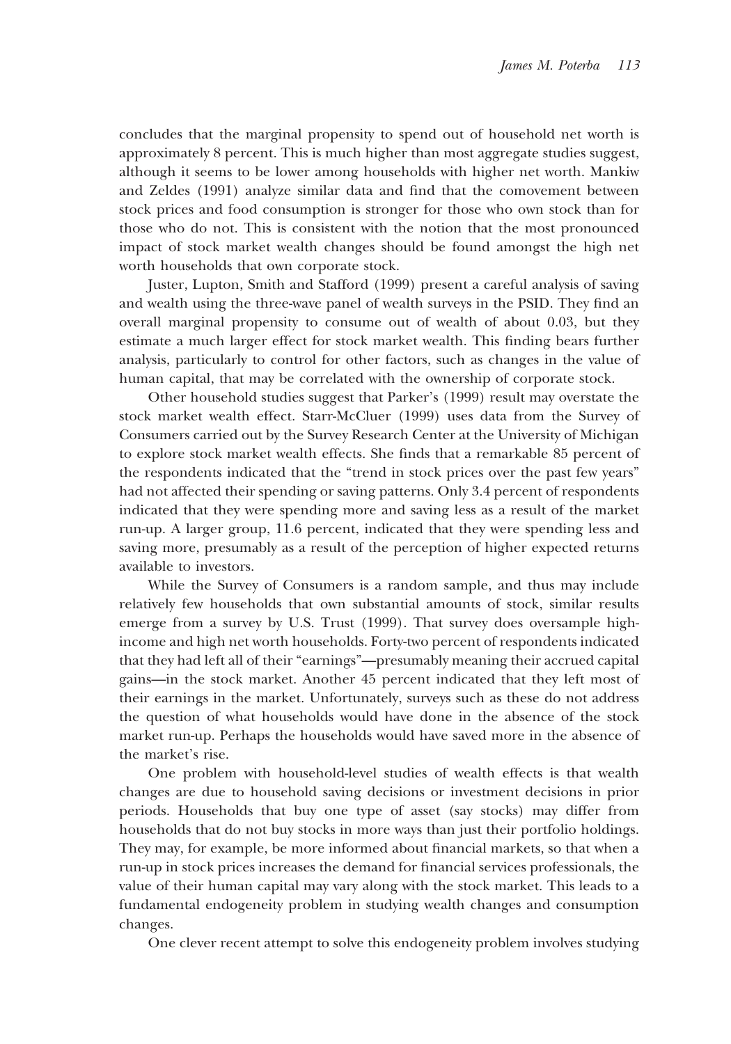concludes that the marginal propensity to spend out of household net worth is approximately 8 percent. This is much higher than most aggregate studies suggest, although it seems to be lower among households with higher net worth. Mankiw and Zeldes (1991) analyze similar data and find that the comovement between stock prices and food consumption is stronger for those who own stock than for those who do not. This is consistent with the notion that the most pronounced impact of stock market wealth changes should be found amongst the high net worth households that own corporate stock.

Juster, Lupton, Smith and Stafford (1999) present a careful analysis of saving and wealth using the three-wave panel of wealth surveys in the PSID. They find an overall marginal propensity to consume out of wealth of about 0.03, but they estimate a much larger effect for stock market wealth. This finding bears further analysis, particularly to control for other factors, such as changes in the value of human capital, that may be correlated with the ownership of corporate stock.

Other household studies suggest that Parker's (1999) result may overstate the stock market wealth effect. Starr-McCluer (1999) uses data from the Survey of Consumers carried out by the Survey Research Center at the University of Michigan to explore stock market wealth effects. She finds that a remarkable 85 percent of the respondents indicated that the "trend in stock prices over the past few years" had not affected their spending or saving patterns. Only 3.4 percent of respondents indicated that they were spending more and saving less as a result of the market run-up. A larger group, 11.6 percent, indicated that they were spending less and saving more, presumably as a result of the perception of higher expected returns available to investors.

While the Survey of Consumers is a random sample, and thus may include relatively few households that own substantial amounts of stock, similar results emerge from a survey by U.S. Trust (1999). That survey does oversample high-income and high net worth households. Forty-two percent of respondents indicated that they had left all of their "earnings"—presumably meaning their accrued capital gains—in the stock market. Another 45 percent indicated that they left most of their earnings in the market. Unfortunately, surveys such as these do not address the question of what households would have done in the absence of the stock market run-up. Perhaps the households would have saved more in the absence of the market's rise.

One problem with household-level studies of wealth effects is that wealth changes are due to household saving decisions or investment decisions in prior periods. Households that buy one type of asset (say stocks) may differ from households that do not buy stocks in more ways than just their portfolio holdings. They may, for example, be more informed about financial markets, so that when a run-up in stock prices increases the demand for financial services professionals, the value of their human capital may vary along with the stock market. This leads to a fundamental endogeneity problem in studying wealth changes and consumption changes.

One clever recent attempt to solve this endogeneity problem involves studying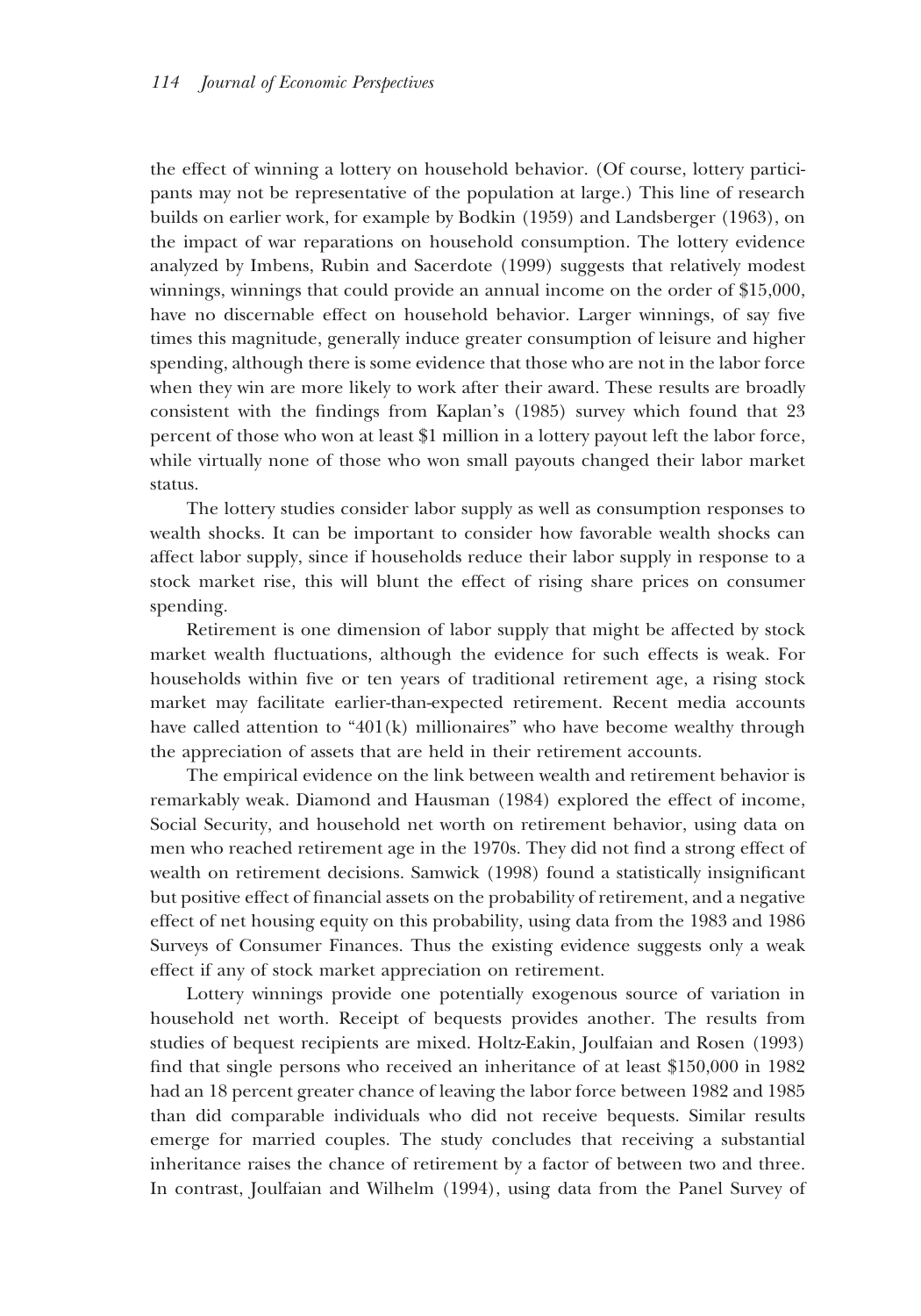the effect of winning a lottery on household behavior. (Of course, lottery participants may not be representative of the population at large.) This line of research builds on earlier work, for example by Bodkin (1959) and Landsberger (1963), on the impact of war reparations on household consumption. The lottery evidence analyzed by Imbens, Rubin and Sacerdote (1999) suggests that relatively modest winnings, winnings that could provide an annual income on the order of $15,000, have no discernable effect on household behavior. Larger winnings, of say five times this magnitude, generally induce greater consumption of leisure and higher spending, although there is some evidence that those who are not in the labor force when they win are more likely to work after their award. These results are broadly consistent with the findings from Kaplan's (1985) survey which found that 23 percent of those who won at least $1 million in a lottery payout left the labor force, while virtually none of those who won small payouts changed their labor market status.

The lottery studies consider labor supply as well as consumption responses to wealth shocks. It can be important to consider how favorable wealth shocks can affect labor supply, since if households reduce their labor supply in response to a stock market rise, this will blunt the effect of rising share prices on consumer spending.

Retirement is one dimension of labor supply that might be affected by stock market wealth fluctuations, although the evidence for such effects is weak. For households within five or ten years of traditional retirement age, a rising stock market may facilitate earlier-than-expected retirement. Recent media accounts have called attention to "401(k) millionaires" who have become wealthy through the appreciation of assets that are held in their retirement accounts.

The empirical evidence on the link between wealth and retirement behavior is remarkably weak. Diamond and Hausman (1984) explored the effect of income, Social Security, and household net worth on retirement behavior, using data on men who reached retirement age in the 1970s. They did not find a strong effect of wealth on retirement decisions. Samwick (1998) found a statistically insignificant but positive effect of financial assets on the probability of retirement, and a negative effect of net housing equity on this probability, using data from the 1983 and 1986 Surveys of Consumer Finances. Thus the existing evidence suggests only a weak effect if any of stock market appreciation on retirement.

Lottery winnings provide one potentially exogenous source of variation in household net worth. Receipt of bequests provides another. The results from studies of bequest recipients are mixed. Holtz-Eakin, Joulfaian and Rosen (1993) find that single persons who received an inheritance of at least $150,000 in 1982 had an 18 percent greater chance of leaving the labor force between 1982 and 1985 than did comparable individuals who did not receive bequests. Similar results emerge for married couples. The study concludes that receiving a substantial inheritance raises the chance of retirement by a factor of between two and three. In contrast, Joulfaian and Wilhelm (1994), using data from the Panel Survey of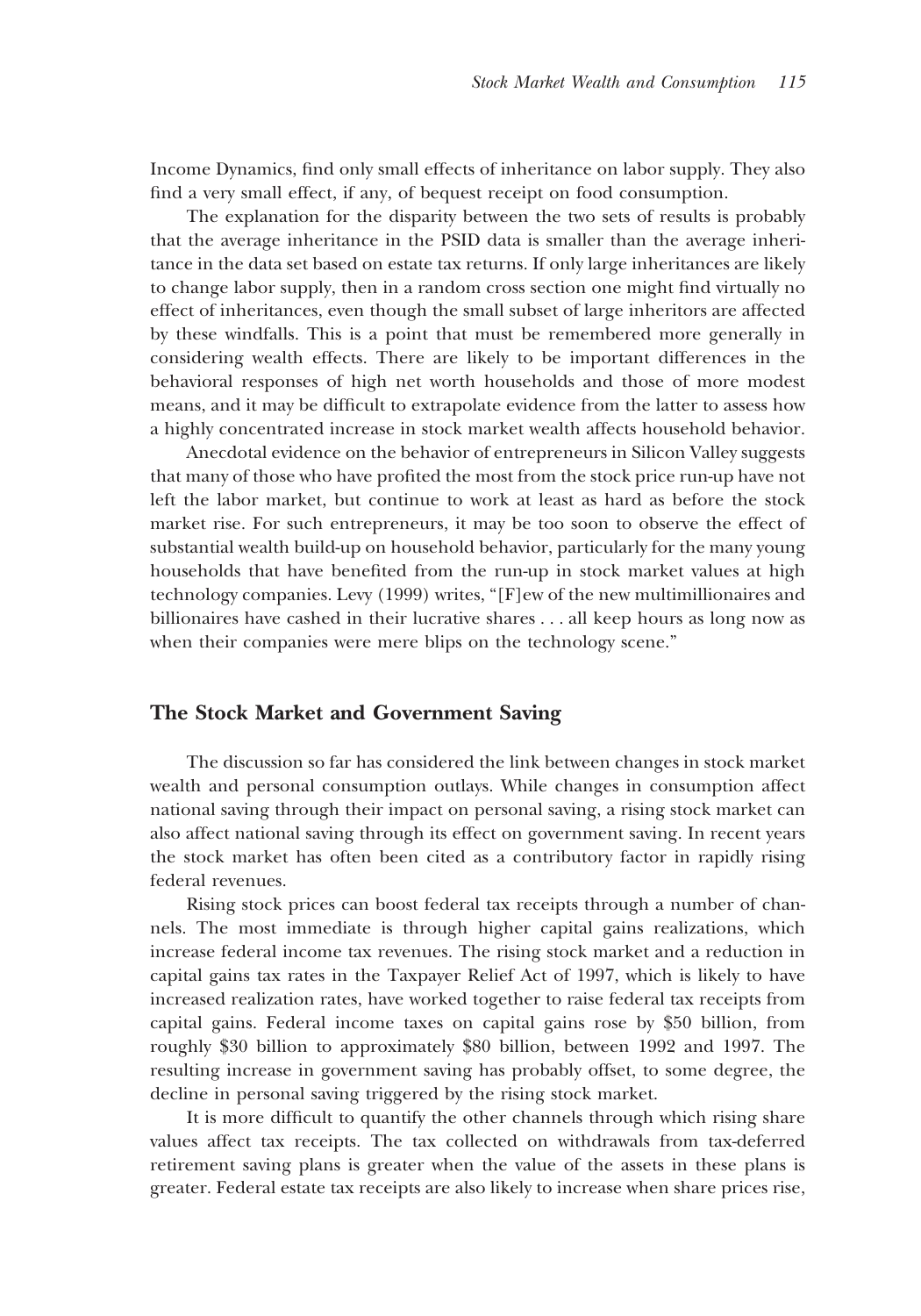Income Dynamics, find only small effects of inheritance on labor supply. They also find a very small effect, if any, of bequest receipt on food consumption.

The explanation for the disparity between the two sets of results is probably that the average inheritance in the PSID data is smaller than the average inheritance in the data set based on estate tax returns. If only large inheritances are likely to change labor supply, then in a random cross section one might find virtually no effect of inheritances, even though the small subset of large inheritors are affected by these windfalls. This is a point that must be remembered more generally in considering wealth effects. There are likely to be important differences in the behavioral responses of high net worth households and those of more modest means, and it may be difficult to extrapolate evidence from the latter to assess how a highly concentrated increase in stock market wealth affects household behavior.

Anecdotal evidence on the behavior of entrepreneurs in Silicon Valley suggests that many of those who have profited the most from the stock price run-up have not left the labor market, but continue to work at least as hard as before the stock market rise. For such entrepreneurs, it may be too soon to observe the effect of substantial wealth build-up on household behavior, particularly for the many young households that have benefited from the run-up in stock market values at high technology companies. Levy (1999) writes, "[F]ew of the new multimillionaires and billionaires have cashed in their lucrative shares . . . all keep hours as long now as when their companies were mere blips on the technology scene."

## The Stock Market and Government Saving

The discussion so far has considered the link between changes in stock market wealth and personal consumption outlays. While changes in consumption affect national saving through their impact on personal saving, a rising stock market can also affect national saving through its effect on government saving. In recent years the stock market has often been cited as a contributory factor in rapidly rising federal revenues.

Rising stock prices can boost federal tax receipts through a number of channels. The most immediate is through higher capital gains realizations, which increase federal income tax revenues. The rising stock market and a reduction in capital gains tax rates in the Taxpayer Relief Act of 1997, which is likely to have increased realization rates, have worked together to raise federal tax receipts from capital gains. Federal income taxes on capital gains rose by $50 billion, from roughly $30 billion to approximately $80 billion, between 1992 and 1997. The resulting increase in government saving has probably offset, to some degree, the decline in personal saving triggered by the rising stock market.

It is more difficult to quantify the other channels through which rising share values affect tax receipts. The tax collected on withdrawals from tax-deferred retirement saving plans is greater when the value of the assets in these plans is greater. Federal estate tax receipts are also likely to increase when share prices rise,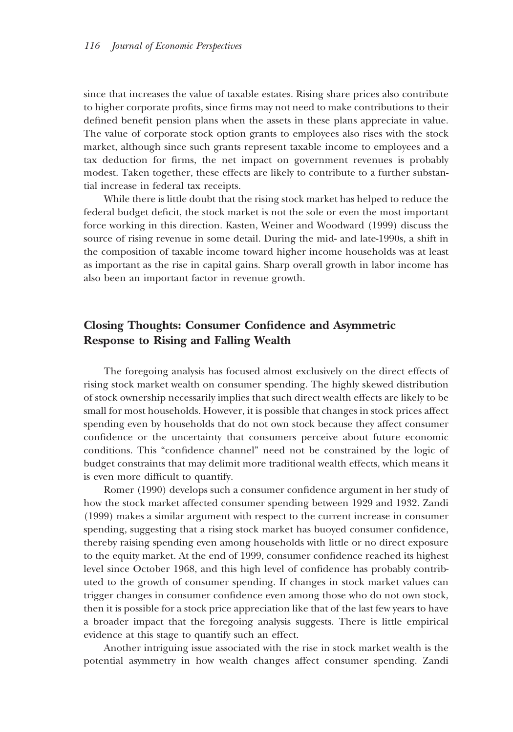since that increases the value of taxable estates. Rising share prices also contribute to higher corporate profits, since firms may not need to make contributions to their defined benefit pension plans when the assets in these plans appreciate in value. The value of corporate stock option grants to employees also rises with the stock market, although since such grants represent taxable income to employees and a tax deduction for firms, the net impact on government revenues is probably modest. Taken together, these effects are likely to contribute to a further substantial increase in federal tax receipts.

While there is little doubt that the rising stock market has helped to reduce the federal budget deficit, the stock market is not the sole or even the most important force working in this direction. Kasten, Weiner and Woodward (1999) discuss the source of rising revenue in some detail. During the mid- and late-1990s, a shift in the composition of taxable income toward higher income households was at least as important as the rise in capital gains. Sharp overall growth in labor income has also been an important factor in revenue growth.

## Closing Thoughts: Consumer Confidence and Asymmetric Response to Rising and Falling Wealth

The foregoing analysis has focused almost exclusively on the direct effects of rising stock market wealth on consumer spending. The highly skewed distribution of stock ownership necessarily implies that such direct wealth effects are likely to be small for most households. However, it is possible that changes in stock prices affect spending even by households that do not own stock because they affect consumer confidence or the uncertainty that consumers perceive about future economic conditions. This "confidence channel" need not be constrained by the logic of budget constraints that may delimit more traditional wealth effects, which means it is even more difficult to quantify.

Romer (1990) develops such a consumer confidence argument in her study of how the stock market affected consumer spending between 1929 and 1932. Zandi (1999) makes a similar argument with respect to the current increase in consumer spending, suggesting that a rising stock market has buoyed consumer confidence, thereby raising spending even among households with little or no direct exposure to the equity market. At the end of 1999, consumer confidence reached its highest level since October 1968, and this high level of confidence has probably contributed to the growth of consumer spending. If changes in stock market values can trigger changes in consumer confidence even among those who do not own stock, then it is possible for a stock price appreciation like that of the last few years to have a broader impact that the foregoing analysis suggests. There is little empirical evidence at this stage to quantify such an effect.

Another intriguing issue associated with the rise in stock market wealth is the potential asymmetry in how wealth changes affect consumer spending. Zandi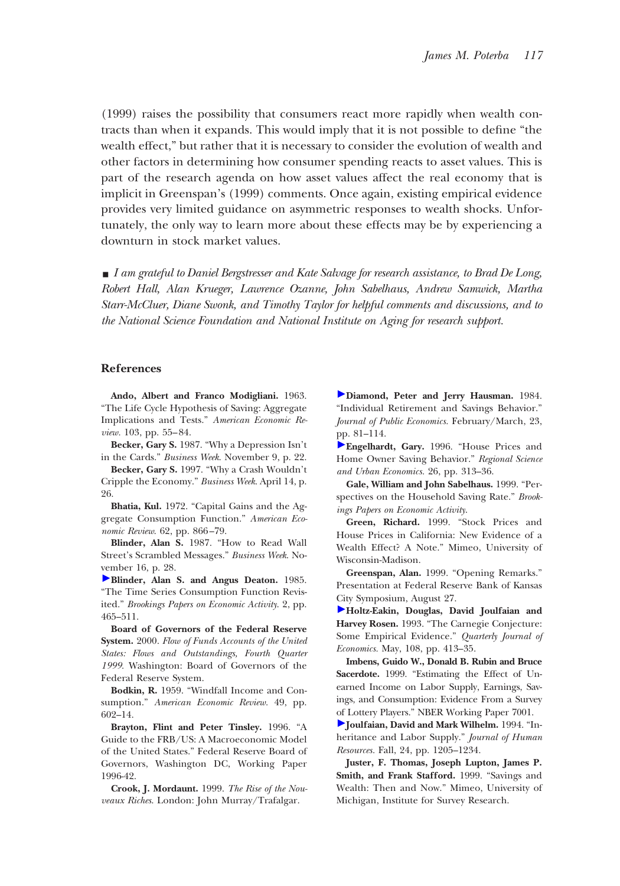(1999) raises the possibility that consumers react more rapidly when wealth contracts than when it expands. This would imply that it is not possible to define "the wealth effect," but rather that it is necessary to consider the evolution of wealth and other factors in determining how consumer spending reacts to asset values. This is part of the research agenda on how asset values affect the real economy that is implicit in Greenspan's (1999) comments. Once again, existing empirical evidence provides very limited guidance on asymmetric responses to wealth shocks. Unfortunately, the only way to learn more about these effects may be by experiencing a downturn in stock market values.

■ *I am grateful to Daniel Bergstresser and Kate Salvage for research assistance, to Brad De Long, Robert Hall, Alan Krueger, Lawrence Ozanne, John Sabelhaus, Andrew Samwick, Martha Starr-McCluer, Diane Swonk, and Timothy Taylor for helpful comments and discussions, and to the National Science Foundation and National Institute on Aging for research support.*

## References

**Ando, Albert and Franco Modigliani.** 1963. "The Life Cycle Hypothesis of Saving: Aggregate Implications and Tests." *American Economic Review.* 103, pp. 55–84.

**Becker, Gary S.** 1987. "Why a Depression Isn't in the Cards." *Business Week.* November 9, p. 22.

**Becker, Gary S.** 1997. "Why a Crash Wouldn't Cripple the Economy." *Business Week.* April 14, p. 26.

**Bhatia, Kul.** 1972. "Capital Gains and the Aggregate Consumption Function." *American Economic Review.* 62, pp. 866–79.

**Blinder, Alan S.** 1987. "How to Read Wall Street's Scrambled Messages." *Business Week.* November 16, p. 28.

**Blinder, Alan S. and Angus Deaton.** 1985. "The Time Series Consumption Function Revisited." *Brookings Papers on Economic Activity.* 2, pp. 465–511.

**Board of Governors of the Federal Reserve System.** 2000. *Flow of Funds Accounts of the United States: Flows and Outstandings, Fourth Quarter 1999.* Washington: Board of Governors of the Federal Reserve System.

**Bodkin, R.** 1959. "Windfall Income and Consumption." *American Economic Review.* 49, pp. 602–14.

**Brayton, Flint and Peter Tinsley.** 1996. "A Guide to the FRB/US: A Macroeconomic Model of the United States." Federal Reserve Board of Governors, Washington DC, Working Paper 1996-42.

**Crook, J. Mordaunt.** 1999. *The Rise of the Nouveaux Riches.* London: John Murray/Trafalgar.

**Diamond, Peter and Jerry Hausman.** 1984. "Individual Retirement and Savings Behavior." *Journal of Public Economics.* February/March, 23, pp. 81–114.

**Engelhardt, Gary.** 1996. "House Prices and Home Owner Saving Behavior." *Regional Science and Urban Economics.* 26, pp. 313–36.

**Gale, William and John Sabelhaus.** 1999. "Perspectives on the Household Saving Rate." *Brookings Papers on Economic Activity.*

**Green, Richard.** 1999. "Stock Prices and House Prices in California: New Evidence of a Wealth Effect? A Note." Mimeo, University of Wisconsin-Madison.

**Greenspan, Alan.** 1999. "Opening Remarks." Presentation at Federal Reserve Bank of Kansas City Symposium, August 27.

**Holtz-Eakin, Douglas, David Joulfaian and Harvey Rosen.** 1993. "The Carnegie Conjecture: Some Empirical Evidence." *Quarterly Journal of Economics.* May, 108, pp. 413–35.

**Imbens, Guido W., Donald B. Rubin and Bruce Sacerdote.** 1999. "Estimating the Effect of Unearned Income on Labor Supply, Earnings, Savings, and Consumption: Evidence From a Survey of Lottery Players." NBER Working Paper 7001.

**Joulfaian, David and Mark Wilhelm.** 1994. "Inheritance and Labor Supply." *Journal of Human Resources.* Fall, 24, pp. 1205–1234.

**Juster, F. Thomas, Joseph Lupton, James P. Smith, and Frank Stafford.** 1999. "Savings and Wealth: Then and Now." Mimeo, University of Michigan, Institute for Survey Research.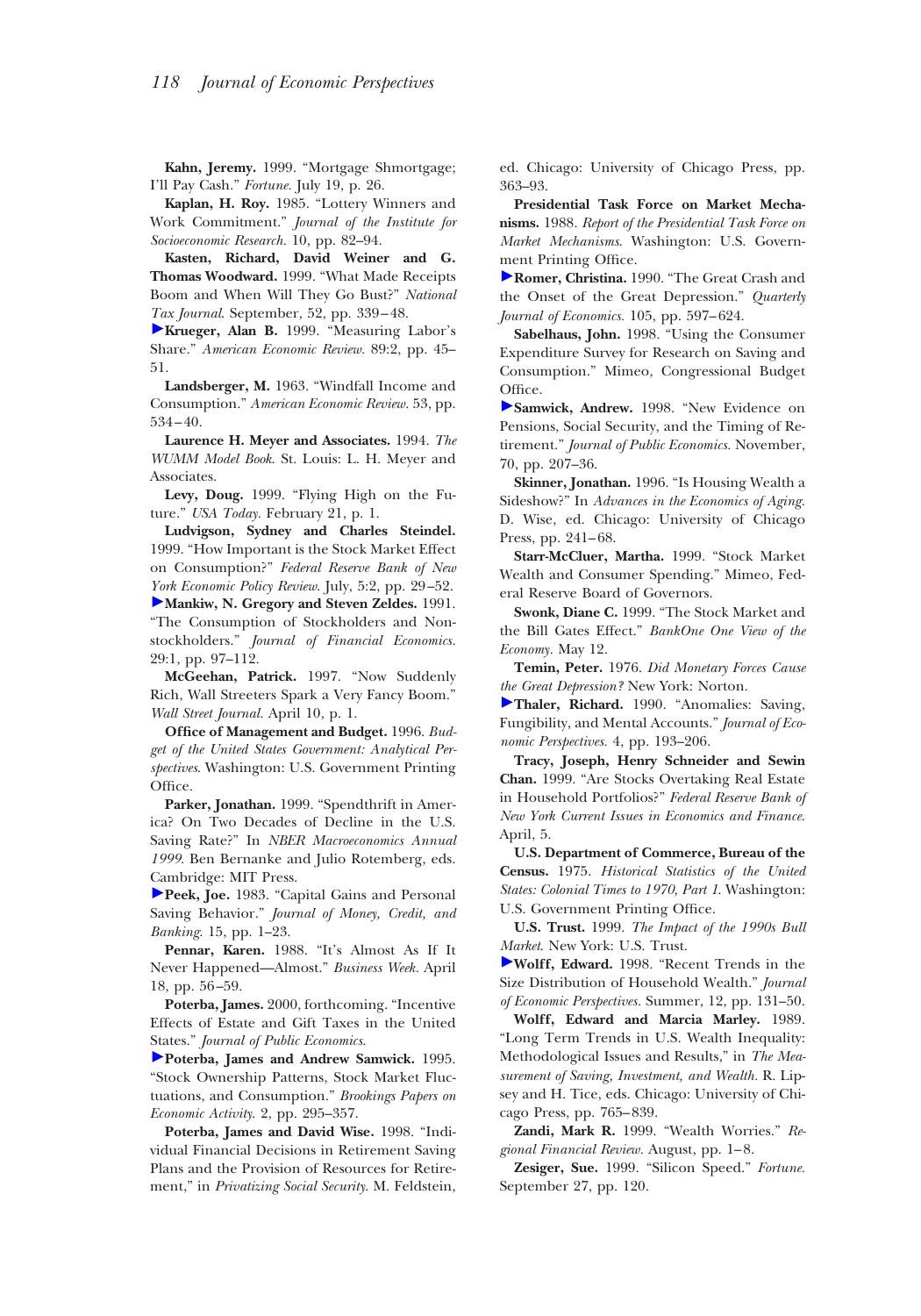**Kahn, Jeremy.** 1999. "Mortgage Shmortgage; I'll Pay Cash." *Fortune.* July 19, p. 26.

**Kaplan, H. Roy.** 1985. "Lottery Winners and Work Commitment." *Journal of the Institute for Socioeconomic Research.* 10, pp. 82–94.

**Kasten, Richard, David Weiner and G. Thomas Woodward.** 1999. "What Made Receipts Boom and When Will They Go Bust?" *National Tax Journal*. September, 52, pp. 339–48.

**Krueger, Alan B.** 1999. "Measuring Labor's Share." *American Economic Review.* 89:2, pp. 45–51.

**Landsberger, M.** 1963. "Windfall Income and Consumption." *American Economic Review.* 53, pp. 534–40.

**Laurence H. Meyer and Associates.** 1994. *The WUMM Model Book.* St. Louis: L. H. Meyer and Associates.

**Levy, Doug.** 1999. "Flying High on the Future." *USA Today.* February 21, p. 1.

**Ludvigson, Sydney and Charles Steindel.** 1999. "How Important is the Stock Market Effect on Consumption?" *Federal Reserve Bank of New York Economic Policy Review.* July, 5:2, pp. 29–52.

**Mankiw, N. Gregory and Steven Zeldes.** 1991. "The Consumption of Stockholders and Nonstockholders." *Journal of Financial Economics.* 29:1, pp. 97–112.

**McGeehan, Patrick.** 1997. "Now Suddenly Rich, Wall Streeters Spark a Very Fancy Boom." *Wall Street Journal.* April 10, p. 1.

**Office of Management and Budget.** 1996. *Budget of the United States Government: Analytical Perspectives*. Washington: U.S. Government Printing Office.

**Parker, Jonathan.** 1999. "Spendthrift in America? On Two Decades of Decline in the U.S. Saving Rate?" In *NBER Macroeconomics Annual 1999*. Ben Bernanke and Julio Rotemberg, eds. Cambridge: MIT Press.

**Peek, Joe.** 1983. "Capital Gains and Personal Saving Behavior." *Journal of Money, Credit, and Banking*. 15, pp. 1–23.

**Pennar, Karen.** 1988. "It's Almost As If It Never Happened—Almost." *Business Week.* April 18, pp. 56–59.

**Poterba, James.** 2000, forthcoming. "Incentive Effects of Estate and Gift Taxes in the United States." *Journal of Public Economics*.

**Poterba, James and Andrew Samwick.** 1995. "Stock Ownership Patterns, Stock Market Fluctuations, and Consumption." *Brookings Papers on Economic Activity.* 2, pp. 295–357.

**Poterba, James and David Wise.** 1998. "Individual Financial Decisions in Retirement Saving Plans and the Provision of Resources for Retirement," in *Privatizing Social Security.* M. Feldstein, ed. Chicago: University of Chicago Press, pp. 363–93.

**Presidential Task Force on Market Mechanisms.** 1988. *Report of the Presidential Task Force on Market Mechanisms.* Washington: U.S. Government Printing Office.

**Romer, Christina.** 1990. "The Great Crash and the Onset of the Great Depression." *Quarterly Journal of Economics.* 105, pp. 597–624.

**Sabelhaus, John.** 1998. "Using the Consumer Expenditure Survey for Research on Saving and Consumption." Mimeo, Congressional Budget Office.

**Samwick, Andrew.** 1998. "New Evidence on Pensions, Social Security, and the Timing of Retirement." *Journal of Public Economics.* November, 70, pp. 207–36.

**Skinner, Jonathan.** 1996. "Is Housing Wealth a Sideshow?" In *Advances in the Economics of Aging.* D. Wise, ed. Chicago: University of Chicago Press, pp. 241–68.

**Starr-McCluer, Martha.** 1999. "Stock Market Wealth and Consumer Spending." Mimeo, Federal Reserve Board of Governors.

**Swonk, Diane C.** 1999. "The Stock Market and the Bill Gates Effect." *BankOne One View of the Economy.* May 12.

**Temin, Peter.** 1976. *Did Monetary Forces Cause the Great Depression?* New York: Norton.

**Thaler, Richard.** 1990. "Anomalies: Saving, Fungibility, and Mental Accounts." *Journal of Economic Perspectives.* 4, pp. 193–206.

**Tracy, Joseph, Henry Schneider and Sewin Chan.** 1999. "Are Stocks Overtaking Real Estate in Household Portfolios?" *Federal Reserve Bank of New York Current Issues in Economics and Finance.* April, 5.

**U.S. Department of Commerce, Bureau of the Census.** 1975. *Historical Statistics of the United States: Colonial Times to 1970, Part 1.* Washington: U.S. Government Printing Office.

**U.S. Trust.** 1999. *The Impact of the 1990s Bull Market*. New York: U.S. Trust.

**Wolff, Edward.** 1998. "Recent Trends in the Size Distribution of Household Wealth." *Journal of Economic Perspectives.* Summer, 12, pp. 131–50.

**Wolff, Edward and Marcia Marley.** 1989. "Long Term Trends in U.S. Wealth Inequality: Methodological Issues and Results," in *The Measurement of Saving, Investment, and Wealth.* R. Lipsey and H. Tice, eds. Chicago: University of Chicago Press, pp. 765–839.

**Zandi, Mark R.** 1999. "Wealth Worries." *Regional Financial Review.* August, pp. 1–8.

**Zesiger, Sue.** 1999. "Silicon Speed." *Fortune.* September 27, pp. 120.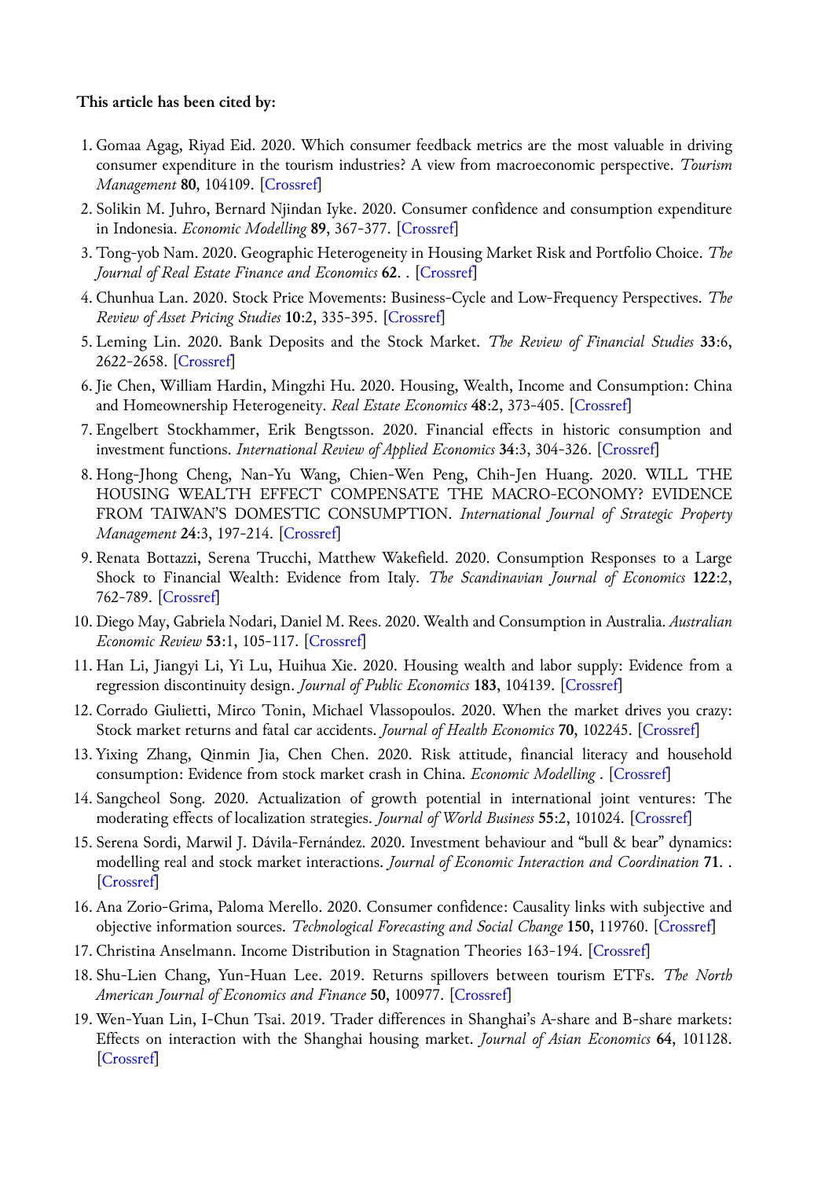**This article has been cited by:**

1. Gomaa Agag, Riyad Eid. 2020. Which consumer feedback metrics are the most valuable in driving consumer expenditure in the tourism industries? A view from macroeconomic perspective. *Tourism Management* **80**, 104109. [Crossref]
2. Solikin M. Juhro, Bernard Njindan Iyke. 2020. Consumer confidence and consumption expenditure in Indonesia. *Economic Modelling* **89**, 367-377. [Crossref]
3. Tong-yob Nam. 2020. Geographic Heterogeneity in Housing Market Risk and Portfolio Choice. *The Journal of Real Estate Finance and Economics* **62**. . [Crossref]
4. Chunhua Lan. 2020. Stock Price Movements: Business-Cycle and Low-Frequency Perspectives. *The Review of Asset Pricing Studies* **10**:2, 335-395. [Crossref]
5. Leming Lin. 2020. Bank Deposits and the Stock Market. *The Review of Financial Studies* **33**:6, 2622-2658. [Crossref]
6. Jie Chen, William Hardin, Mingzhi Hu. 2020. Housing, Wealth, Income and Consumption: China and Homeownership Heterogeneity. *Real Estate Economics* **48**:2, 373-405. [Crossref]
7. Engelbert Stockhammer, Erik Bengtsson. 2020. Financial effects in historic consumption and investment functions. *International Review of Applied Economics* **34**:3, 304-326. [Crossref]
8. Hong-Jhong Cheng, Nan-Yu Wang, Chien-Wen Peng, Chih-Jen Huang. 2020. WILL THE HOUSING WEALTH EFFECT COMPENSATE THE MACRO-ECONOMY? EVIDENCE FROM TAIWAN'S DOMESTIC CONSUMPTION. *International Journal of Strategic Property Management* **24**:3, 197-214. [Crossref]
9. Renata Bottazzi, Serena Trucchi, Matthew Wakefield. 2020. Consumption Responses to a Large Shock to Financial Wealth: Evidence from Italy. *The Scandinavian Journal of Economics* **122**:2, 762-789. [Crossref]
10. Diego May, Gabriela Nodari, Daniel M. Rees. 2020. Wealth and Consumption in Australia. *Australian Economic Review* **53**:1, 105-117. [Crossref]
11. Han Li, Jiangyi Li, Yi Lu, Huihua Xie. 2020. Housing wealth and labor supply: Evidence from a regression discontinuity design. *Journal of Public Economics* **183**, 104139. [Crossref]
12. Corrado Giulietti, Mirco Tonin, Michael Vlassopoulos. 2020. When the market drives you crazy: Stock market returns and fatal car accidents. *Journal of Health Economics* **70**, 102245. [Crossref]
13. Yixing Zhang, Qinmin Jia, Chen Chen. 2020. Risk attitude, financial literacy and household consumption: Evidence from stock market crash in China. *Economic Modelling* . [Crossref]
14. Sangcheol Song. 2020. Actualization of growth potential in international joint ventures: The moderating effects of localization strategies. *Journal of World Business* **55**:2, 101024. [Crossref]
15. Serena Sordi, Marwil J. Dávila-Fernández. 2020. Investment behaviour and "bull & bear" dynamics: modelling real and stock market interactions. *Journal of Economic Interaction and Coordination* **71**. . [Crossref]
16. Ana Zorio-Grima, Paloma Merello. 2020. Consumer confidence: Causality links with subjective and objective information sources. *Technological Forecasting and Social Change* **150**, 119760. [Crossref]
17. Christina Anselmann. Income Distribution in Stagnation Theories 163-194. [Crossref]
18. Shu-Lien Chang, Yun-Huan Lee. 2019. Returns spillovers between tourism ETFs. *The North American Journal of Economics and Finance* **50**, 100977. [Crossref]
19. Wen-Yuan Lin, I-Chun Tsai. 2019. Trader differences in Shanghai's A-share and B-share markets: Effects on interaction with the Shanghai housing market. *Journal of Asian Economics* **64**, 101128. [Crossref]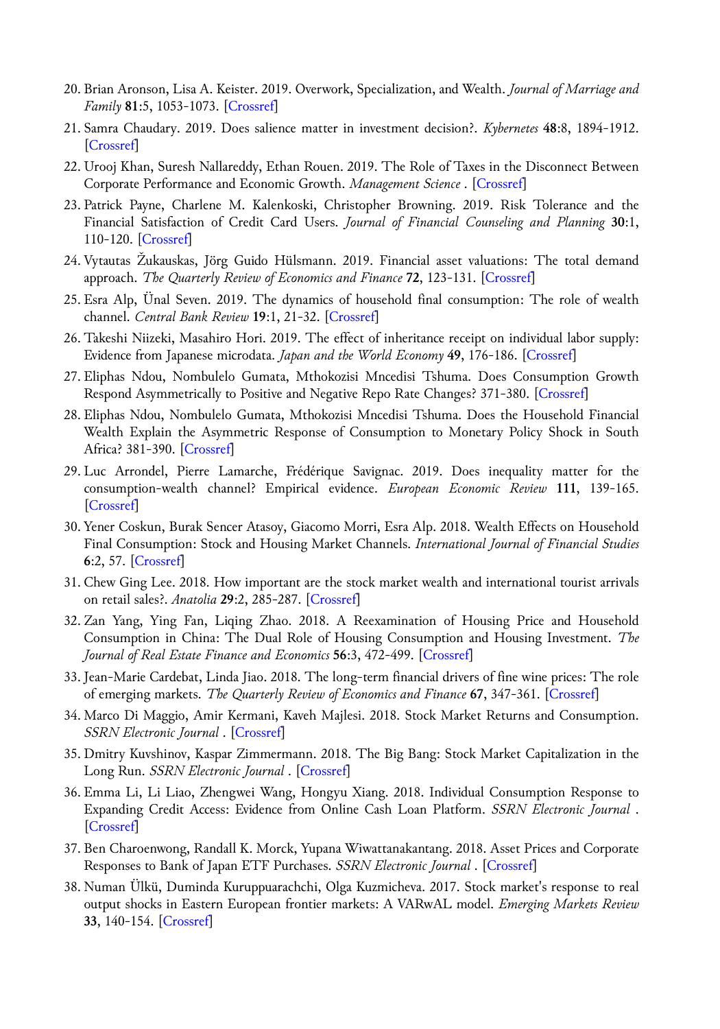20. Brian Aronson, Lisa A. Keister. 2019. Overwork, Specialization, and Wealth. *Journal of Marriage and Family* **81**:5, 1053-1073. [Crossref]
21. Samra Chaudary. 2019. Does salience matter in investment decision?. *Kybernetes* **48**:8, 1894-1912. [Crossref]
22. Urooj Khan, Suresh Nallareddy, Ethan Rouen. 2019. The Role of Taxes in the Disconnect Between Corporate Performance and Economic Growth. *Management Science* . [Crossref]
23. Patrick Payne, Charlene M. Kalenkoski, Christopher Browning. 2019. Risk Tolerance and the Financial Satisfaction of Credit Card Users. *Journal of Financial Counseling and Planning* **30**:1, 110-120. [Crossref]
24. Vytautas Žukauskas, Jörg Guido Hülsmann. 2019. Financial asset valuations: The total demand approach. *The Quarterly Review of Economics and Finance* **72**, 123-131. [Crossref]
25. Esra Alp, Ünal Seven. 2019. The dynamics of household final consumption: The role of wealth channel. *Central Bank Review* **19**:1, 21-32. [Crossref]
26. Takeshi Niizeki, Masahiro Hori. 2019. The effect of inheritance receipt on individual labor supply: Evidence from Japanese microdata. *Japan and the World Economy* **49**, 176-186. [Crossref]
27. Eliphas Ndou, Nombulelo Gumata, Mthokozisi Mncedisi Tshuma. Does Consumption Growth Respond Asymmetrically to Positive and Negative Repo Rate Changes? 371-380. [Crossref]
28. Eliphas Ndou, Nombulelo Gumata, Mthokozisi Mncedisi Tshuma. Does the Household Financial Wealth Explain the Asymmetric Response of Consumption to Monetary Policy Shock in South Africa? 381-390. [Crossref]
29. Luc Arrondel, Pierre Lamarche, Frédérique Savignac. 2019. Does inequality matter for the consumption-wealth channel? Empirical evidence. *European Economic Review* **111**, 139-165. [Crossref]
30. Yener Coskun, Burak Sencer Atasoy, Giacomo Morri, Esra Alp. 2018. Wealth Effects on Household Final Consumption: Stock and Housing Market Channels. *International Journal of Financial Studies* **6**:2, 57. [Crossref]
31. Chew Ging Lee. 2018. How important are the stock market wealth and international tourist arrivals on retail sales?. *Anatolia* **29**:2, 285-287. [Crossref]
32. Zan Yang, Ying Fan, Liqing Zhao. 2018. A Reexamination of Housing Price and Household Consumption in China: The Dual Role of Housing Consumption and Housing Investment. *The Journal of Real Estate Finance and Economics* **56**:3, 472-499. [Crossref]
33. Jean-Marie Cardebat, Linda Jiao. 2018. The long-term financial drivers of fine wine prices: The role of emerging markets. *The Quarterly Review of Economics and Finance* **67**, 347-361. [Crossref]
34. Marco Di Maggio, Amir Kermani, Kaveh Majlesi. 2018. Stock Market Returns and Consumption. *SSRN Electronic Journal* . [Crossref]
35. Dmitry Kuvshinov, Kaspar Zimmermann. 2018. The Big Bang: Stock Market Capitalization in the Long Run. *SSRN Electronic Journal* . [Crossref]
36. Emma Li, Li Liao, Zhengwei Wang, Hongyu Xiang. 2018. Individual Consumption Response to Expanding Credit Access: Evidence from Online Cash Loan Platform. *SSRN Electronic Journal* . [Crossref]
37. Ben Charoenwong, Randall K. Morck, Yupana Wiwattanakantang. 2018. Asset Prices and Corporate Responses to Bank of Japan ETF Purchases. *SSRN Electronic Journal* . [Crossref]
38. Numan Ülkü, Duminda Kuruppuarachchi, Olga Kuzmicheva. 2017. Stock market's response to real output shocks in Eastern European frontier markets: A VARwAL model. *Emerging Markets Review* **33**, 140-154. [Crossref]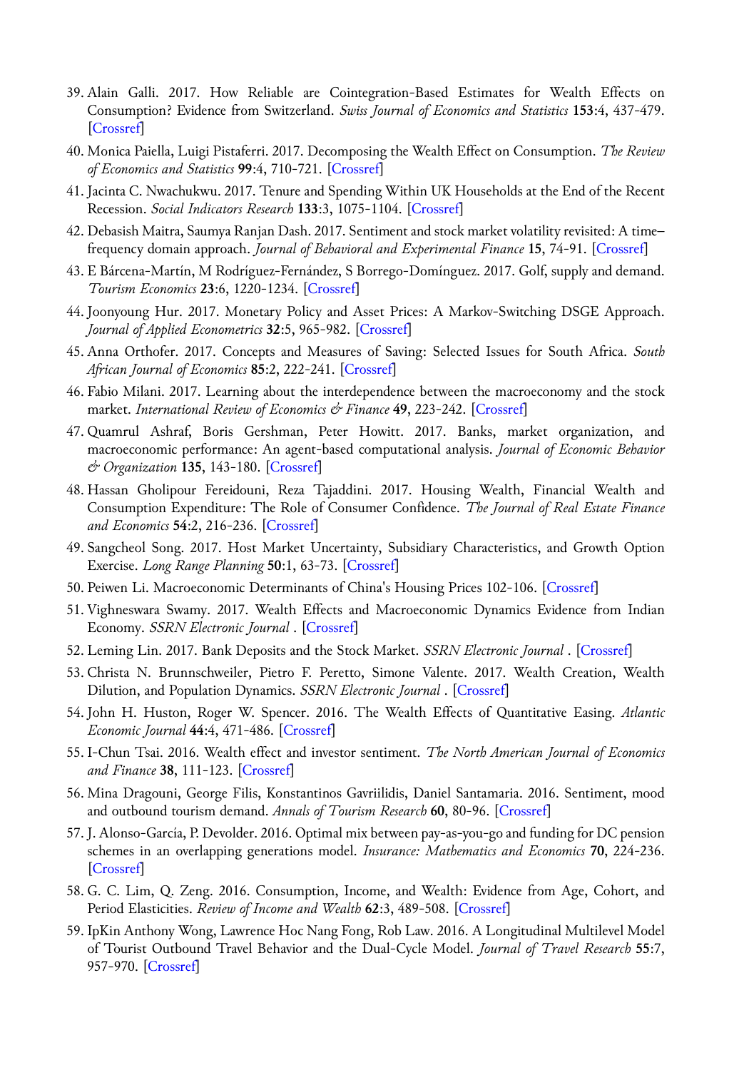39. Alain Galli. 2017. How Reliable are Cointegration-Based Estimates for Wealth Effects on Consumption? Evidence from Switzerland. *Swiss Journal of Economics and Statistics* **153**:4, 437-479. [Crossref]
40. Monica Paiella, Luigi Pistaferri. 2017. Decomposing the Wealth Effect on Consumption. *The Review of Economics and Statistics* **99**:4, 710-721. [Crossref]
41. Jacinta C. Nwachukwu. 2017. Tenure and Spending Within UK Households at the End of the Recent Recession. *Social Indicators Research* **133**:3, 1075-1104. [Crossref]
42. Debasish Maitra, Saumya Ranjan Dash. 2017. Sentiment and stock market volatility revisited: A time–frequency domain approach. *Journal of Behavioral and Experimental Finance* **15**, 74-91. [Crossref]
43. E Bárcena-Martín, M Rodríguez-Fernández, S Borrego-Domínguez. 2017. Golf, supply and demand. *Tourism Economics* **23**:6, 1220-1234. [Crossref]
44. Joonyoung Hur. 2017. Monetary Policy and Asset Prices: A Markov-Switching DSGE Approach. *Journal of Applied Econometrics* **32**:5, 965-982. [Crossref]
45. Anna Orthofer. 2017. Concepts and Measures of Saving: Selected Issues for South Africa. *South African Journal of Economics* **85**:2, 222-241. [Crossref]
46. Fabio Milani. 2017. Learning about the interdependence between the macroeconomy and the stock market. *International Review of Economics & Finance* **49**, 223-242. [Crossref]
47. Quamrul Ashraf, Boris Gershman, Peter Howitt. 2017. Banks, market organization, and macroeconomic performance: An agent-based computational analysis. *Journal of Economic Behavior & Organization* **135**, 143-180. [Crossref]
48. Hassan Gholipour Fereidouni, Reza Tajaddini. 2017. Housing Wealth, Financial Wealth and Consumption Expenditure: The Role of Consumer Confidence. *The Journal of Real Estate Finance and Economics* **54**:2, 216-236. [Crossref]
49. Sangcheol Song. 2017. Host Market Uncertainty, Subsidiary Characteristics, and Growth Option Exercise. *Long Range Planning* **50**:1, 63-73. [Crossref]
50. Peiwen Li. Macroeconomic Determinants of China's Housing Prices 102-106. [Crossref]
51. Vighneswara Swamy. 2017. Wealth Effects and Macroeconomic Dynamics Evidence from Indian Economy. *SSRN Electronic Journal* . [Crossref]
52. Leming Lin. 2017. Bank Deposits and the Stock Market. *SSRN Electronic Journal* . [Crossref]
53. Christa N. Brunnschweiler, Pietro F. Peretto, Simone Valente. 2017. Wealth Creation, Wealth Dilution, and Population Dynamics. *SSRN Electronic Journal* . [Crossref]
54. John H. Huston, Roger W. Spencer. 2016. The Wealth Effects of Quantitative Easing. *Atlantic Economic Journal* **44**:4, 471-486. [Crossref]
55. I-Chun Tsai. 2016. Wealth effect and investor sentiment. *The North American Journal of Economics and Finance* **38**, 111-123. [Crossref]
56. Mina Dragouni, George Filis, Konstantinos Gavriilidis, Daniel Santamaria. 2016. Sentiment, mood and outbound tourism demand. *Annals of Tourism Research* **60**, 80-96. [Crossref]
57. J. Alonso-García, P. Devolder. 2016. Optimal mix between pay-as-you-go and funding for DC pension schemes in an overlapping generations model. *Insurance: Mathematics and Economics* **70**, 224-236. [Crossref]
58. G. C. Lim, Q. Zeng. 2016. Consumption, Income, and Wealth: Evidence from Age, Cohort, and Period Elasticities. *Review of Income and Wealth* **62**:3, 489-508. [Crossref]
59. IpKin Anthony Wong, Lawrence Hoc Nang Fong, Rob Law. 2016. A Longitudinal Multilevel Model of Tourist Outbound Travel Behavior and the Dual-Cycle Model. *Journal of Travel Research* **55**:7, 957-970. [Crossref]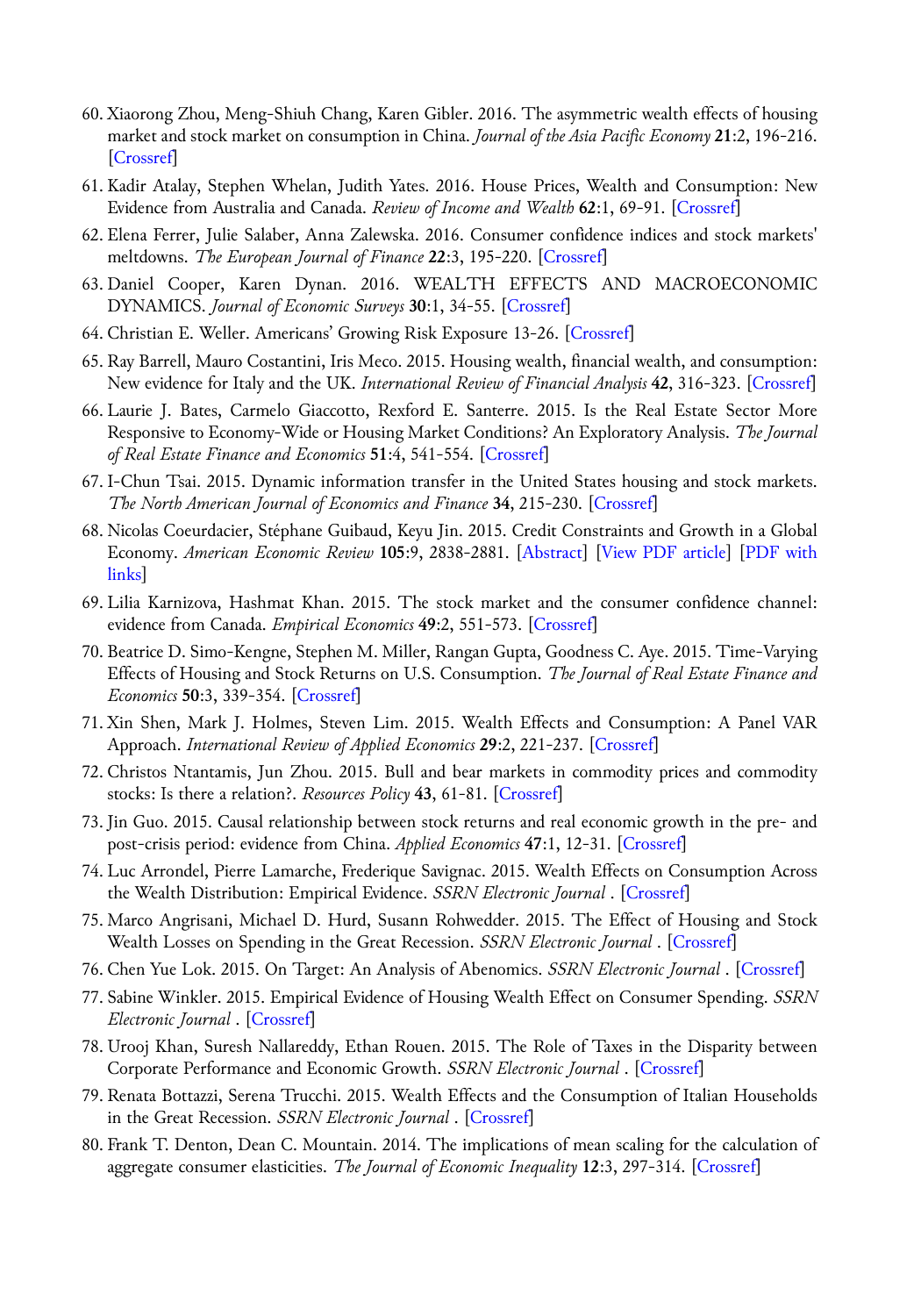60. Xiaorong Zhou, Meng-Shiuh Chang, Karen Gibler. 2016. The asymmetric wealth effects of housing market and stock market on consumption in China. *Journal of the Asia Pacific Economy* **21**:2, 196-216. [Crossref]
61. Kadir Atalay, Stephen Whelan, Judith Yates. 2016. House Prices, Wealth and Consumption: New Evidence from Australia and Canada. *Review of Income and Wealth* **62**:1, 69-91. [Crossref]
62. Elena Ferrer, Julie Salaber, Anna Zalewska. 2016. Consumer confidence indices and stock markets' meltdowns. *The European Journal of Finance* **22**:3, 195-220. [Crossref]
63. Daniel Cooper, Karen Dynan. 2016. WEALTH EFFECTS AND MACROECONOMIC DYNAMICS. *Journal of Economic Surveys* **30**:1, 34-55. [Crossref]
64. Christian E. Weller. Americans' Growing Risk Exposure 13-26. [Crossref]
65. Ray Barrell, Mauro Costantini, Iris Meco. 2015. Housing wealth, financial wealth, and consumption: New evidence for Italy and the UK. *International Review of Financial Analysis* **42**, 316-323. [Crossref]
66. Laurie J. Bates, Carmelo Giaccotto, Rexford E. Santerre. 2015. Is the Real Estate Sector More Responsive to Economy-Wide or Housing Market Conditions? An Exploratory Analysis. *The Journal of Real Estate Finance and Economics* **51**:4, 541-554. [Crossref]
67. I-Chun Tsai. 2015. Dynamic information transfer in the United States housing and stock markets. *The North American Journal of Economics and Finance* **34**, 215-230. [Crossref]
68. Nicolas Coeurdacier, Stéphane Guibaud, Keyu Jin. 2015. Credit Constraints and Growth in a Global Economy. *American Economic Review* **105**:9, 2838-2881. [Abstract] [View PDF article] [PDF with links]
69. Lilia Karnizova, Hashmat Khan. 2015. The stock market and the consumer confidence channel: evidence from Canada. *Empirical Economics* **49**:2, 551-573. [Crossref]
70. Beatrice D. Simo-Kengne, Stephen M. Miller, Rangan Gupta, Goodness C. Aye. 2015. Time-Varying Effects of Housing and Stock Returns on U.S. Consumption. *The Journal of Real Estate Finance and Economics* **50**:3, 339-354. [Crossref]
71. Xin Shen, Mark J. Holmes, Steven Lim. 2015. Wealth Effects and Consumption: A Panel VAR Approach. *International Review of Applied Economics* **29**:2, 221-237. [Crossref]
72. Christos Ntantamis, Jun Zhou. 2015. Bull and bear markets in commodity prices and commodity stocks: Is there a relation?. *Resources Policy* **43**, 61-81. [Crossref]
73. Jin Guo. 2015. Causal relationship between stock returns and real economic growth in the pre- and post-crisis period: evidence from China. *Applied Economics* **47**:1, 12-31. [Crossref]
74. Luc Arrondel, Pierre Lamarche, Frederique Savignac. 2015. Wealth Effects on Consumption Across the Wealth Distribution: Empirical Evidence. *SSRN Electronic Journal* . [Crossref]
75. Marco Angrisani, Michael D. Hurd, Susann Rohwedder. 2015. The Effect of Housing and Stock Wealth Losses on Spending in the Great Recession. *SSRN Electronic Journal* . [Crossref]
76. Chen Yue Lok. 2015. On Target: An Analysis of Abenomics. *SSRN Electronic Journal* . [Crossref]
77. Sabine Winkler. 2015. Empirical Evidence of Housing Wealth Effect on Consumer Spending. *SSRN Electronic Journal* . [Crossref]
78. Urooj Khan, Suresh Nallareddy, Ethan Rouen. 2015. The Role of Taxes in the Disparity between Corporate Performance and Economic Growth. *SSRN Electronic Journal* . [Crossref]
79. Renata Bottazzi, Serena Trucchi. 2015. Wealth Effects and the Consumption of Italian Households in the Great Recession. *SSRN Electronic Journal* . [Crossref]
80. Frank T. Denton, Dean C. Mountain. 2014. The implications of mean scaling for the calculation of aggregate consumer elasticities. *The Journal of Economic Inequality* **12**:3, 297-314. [Crossref]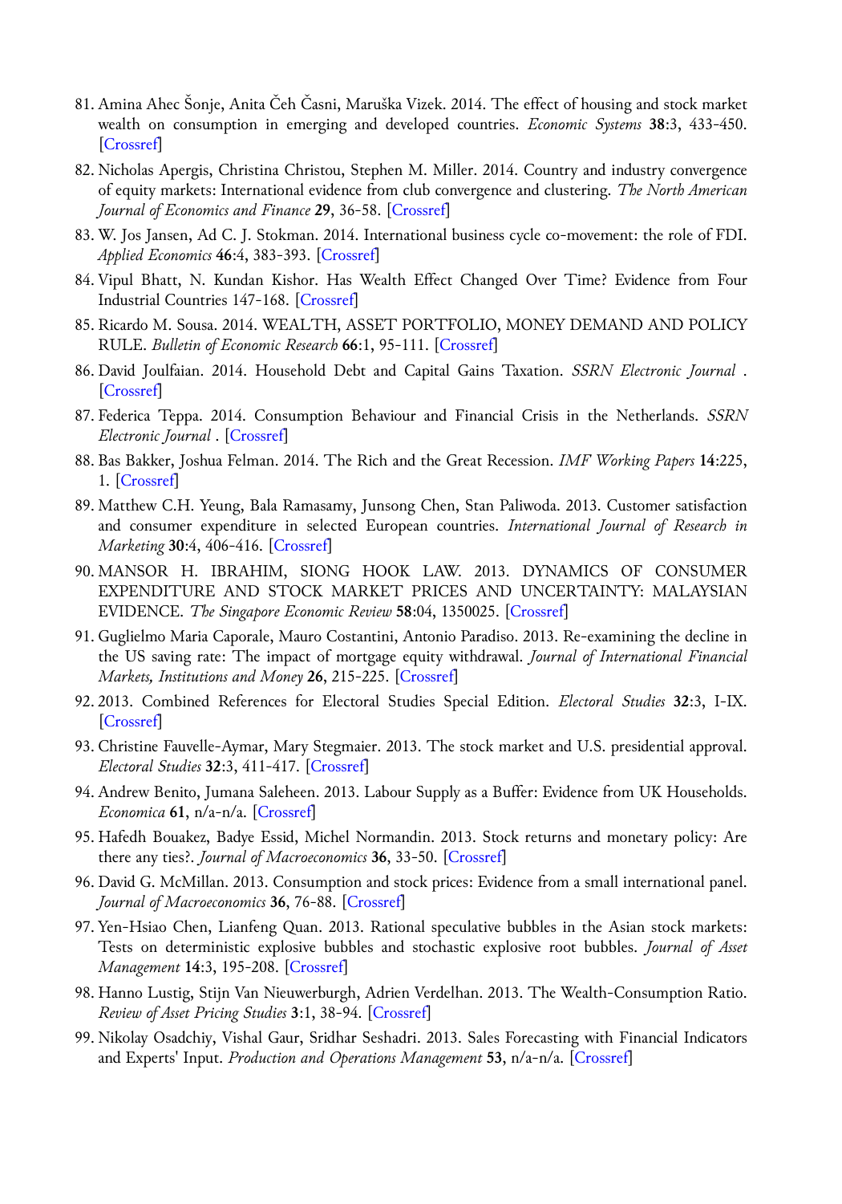81. Amina Ahec Šonje, Anita Čeh Časni, Maruška Vizek. 2014. The effect of housing and stock market wealth on consumption in emerging and developed countries. *Economic Systems* **38**:3, 433-450. [Crossref]
82. Nicholas Apergis, Christina Christou, Stephen M. Miller. 2014. Country and industry convergence of equity markets: International evidence from club convergence and clustering. *The North American Journal of Economics and Finance* **29**, 36-58. [Crossref]
83. W. Jos Jansen, Ad C. J. Stokman. 2014. International business cycle co-movement: the role of FDI. *Applied Economics* **46**:4, 383-393. [Crossref]
84. Vipul Bhatt, N. Kundan Kishor. Has Wealth Effect Changed Over Time? Evidence from Four Industrial Countries 147-168. [Crossref]
85. Ricardo M. Sousa. 2014. WEALTH, ASSET PORTFOLIO, MONEY DEMAND AND POLICY RULE. *Bulletin of Economic Research* **66**:1, 95-111. [Crossref]
86. David Joulfaian. 2014. Household Debt and Capital Gains Taxation. *SSRN Electronic Journal* . [Crossref]
87. Federica Teppa. 2014. Consumption Behaviour and Financial Crisis in the Netherlands. *SSRN Electronic Journal* . [Crossref]
88. Bas Bakker, Joshua Felman. 2014. The Rich and the Great Recession. *IMF Working Papers* **14**:225, 1. [Crossref]
89. Matthew C.H. Yeung, Bala Ramasamy, Junsong Chen, Stan Paliwoda. 2013. Customer satisfaction and consumer expenditure in selected European countries. *International Journal of Research in Marketing* **30**:4, 406-416. [Crossref]
90. MANSOR H. IBRAHIM, SIONG HOOK LAW. 2013. DYNAMICS OF CONSUMER EXPENDITURE AND STOCK MARKET PRICES AND UNCERTAINTY: MALAYSIAN EVIDENCE. *The Singapore Economic Review* **58**:04, 1350025. [Crossref]
91. Guglielmo Maria Caporale, Mauro Costantini, Antonio Paradiso. 2013. Re-examining the decline in the US saving rate: The impact of mortgage equity withdrawal. *Journal of International Financial Markets, Institutions and Money* **26**, 215-225. [Crossref]
92. 2013. Combined References for Electoral Studies Special Edition. *Electoral Studies* **32**:3, I-IX. [Crossref]
93. Christine Fauvelle-Aymar, Mary Stegmaier. 2013. The stock market and U.S. presidential approval. *Electoral Studies* **32**:3, 411-417. [Crossref]
94. Andrew Benito, Jumana Saleheen. 2013. Labour Supply as a Buffer: Evidence from UK Households. *Economica* **61**, n/a-n/a. [Crossref]
95. Hafedh Bouakez, Badye Essid, Michel Normandin. 2013. Stock returns and monetary policy: Are there any ties?. *Journal of Macroeconomics* **36**, 33-50. [Crossref]
96. David G. McMillan. 2013. Consumption and stock prices: Evidence from a small international panel. *Journal of Macroeconomics* **36**, 76-88. [Crossref]
97. Yen-Hsiao Chen, Lianfeng Quan. 2013. Rational speculative bubbles in the Asian stock markets: Tests on deterministic explosive bubbles and stochastic explosive root bubbles. *Journal of Asset Management* **14**:3, 195-208. [Crossref]
98. Hanno Lustig, Stijn Van Nieuwerburgh, Adrien Verdelhan. 2013. The Wealth-Consumption Ratio. *Review of Asset Pricing Studies* **3**:1, 38-94. [Crossref]
99. Nikolay Osadchiy, Vishal Gaur, Sridhar Seshadri. 2013. Sales Forecasting with Financial Indicators and Experts' Input. *Production and Operations Management* **53**, n/a-n/a. [Crossref]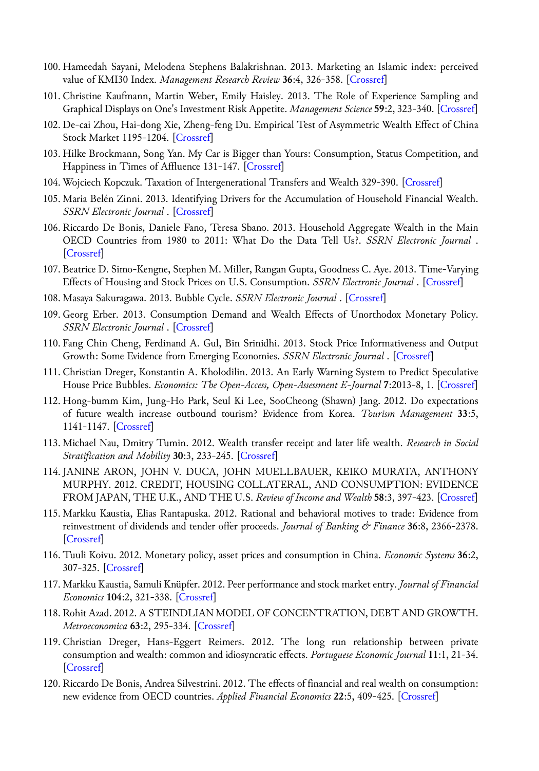100. Hameedah Sayani, Melodena Stephens Balakrishnan. 2013. Marketing an Islamic index: perceived value of KMI30 Index. *Management Research Review* **36**:4, 326-358. [Crossref]
101. Christine Kaufmann, Martin Weber, Emily Haisley. 2013. The Role of Experience Sampling and Graphical Displays on One's Investment Risk Appetite. *Management Science* **59**:2, 323-340. [Crossref]
102. De-cai Zhou, Hai-dong Xie, Zheng-feng Du. Empirical Test of Asymmetric Wealth Effect of China Stock Market 1195-1204. [Crossref]
103. Hilke Brockmann, Song Yan. My Car is Bigger than Yours: Consumption, Status Competition, and Happiness in Times of Affluence 131-147. [Crossref]
104. Wojciech Kopczuk. Taxation of Intergenerational Transfers and Wealth 329-390. [Crossref]
105. Maria Belén Zinni. 2013. Identifying Drivers for the Accumulation of Household Financial Wealth. *SSRN Electronic Journal* . [Crossref]
106. Riccardo De Bonis, Daniele Fano, Teresa Sbano. 2013. Household Aggregate Wealth in the Main OECD Countries from 1980 to 2011: What Do the Data Tell Us?. *SSRN Electronic Journal* . [Crossref]
107. Beatrice D. Simo-Kengne, Stephen M. Miller, Rangan Gupta, Goodness C. Aye. 2013. Time-Varying Effects of Housing and Stock Prices on U.S. Consumption. *SSRN Electronic Journal* . [Crossref]
108. Masaya Sakuragawa. 2013. Bubble Cycle. *SSRN Electronic Journal* . [Crossref]
109. Georg Erber. 2013. Consumption Demand and Wealth Effects of Unorthodox Monetary Policy. *SSRN Electronic Journal* . [Crossref]
110. Fang Chin Cheng, Ferdinand A. Gul, Bin Srinidhi. 2013. Stock Price Informativeness and Output Growth: Some Evidence from Emerging Economies. *SSRN Electronic Journal* . [Crossref]
111. Christian Dreger, Konstantin A. Kholodilin. 2013. An Early Warning System to Predict Speculative House Price Bubbles. *Economics: The Open-Access, Open-Assessment E-Journal* **7**:2013-8, 1. [Crossref]
112. Hong-bumm Kim, Jung-Ho Park, Seul Ki Lee, SooCheong (Shawn) Jang. 2012. Do expectations of future wealth increase outbound tourism? Evidence from Korea. *Tourism Management* **33**:5, 1141-1147. [Crossref]
113. Michael Nau, Dmitry Tumin. 2012. Wealth transfer receipt and later life wealth. *Research in Social Stratification and Mobility* **30**:3, 233-245. [Crossref]
114. JANINE ARON, JOHN V. DUCA, JOHN MUELLBAUER, KEIKO MURATA, ANTHONY MURPHY. 2012. CREDIT, HOUSING COLLATERAL, AND CONSUMPTION: EVIDENCE FROM JAPAN, THE U.K., AND THE U.S. *Review of Income and Wealth* **58**:3, 397-423. [Crossref]
115. Markku Kaustia, Elias Rantapuska. 2012. Rational and behavioral motives to trade: Evidence from reinvestment of dividends and tender offer proceeds. *Journal of Banking & Finance* **36**:8, 2366-2378. [Crossref]
116. Tuuli Koivu. 2012. Monetary policy, asset prices and consumption in China. *Economic Systems* **36**:2, 307-325. [Crossref]
117. Markku Kaustia, Samuli Knüpfer. 2012. Peer performance and stock market entry. *Journal of Financial Economics* **104**:2, 321-338. [Crossref]
118. Rohit Azad. 2012. A STEINDLIAN MODEL OF CONCENTRATION, DEBT AND GROWTH. *Metroeconomica* **63**:2, 295-334. [Crossref]
119. Christian Dreger, Hans-Eggert Reimers. 2012. The long run relationship between private consumption and wealth: common and idiosyncratic effects. *Portuguese Economic Journal* **11**:1, 21-34. [Crossref]
120. Riccardo De Bonis, Andrea Silvestrini. 2012. The effects of financial and real wealth on consumption: new evidence from OECD countries. *Applied Financial Economics* **22**:5, 409-425. [Crossref]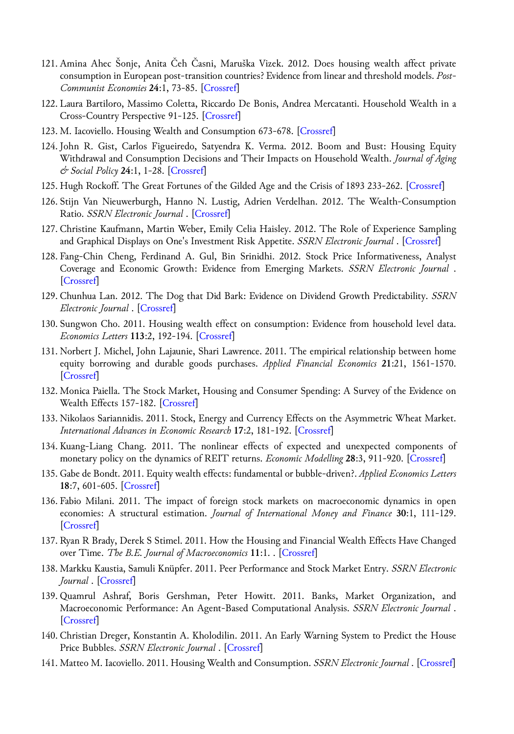121. Amina Ahec Šonje, Anita Čeh Časni, Maruška Vizek. 2012. Does housing wealth affect private consumption in European post-transition countries? Evidence from linear and threshold models. *Post-Communist Economies* **24**:1, 73-85. [Crossref]

122. Laura Bartiloro, Massimo Coletta, Riccardo De Bonis, Andrea Mercatanti. Household Wealth in a Cross-Country Perspective 91-125. [Crossref]

123. M. Iacoviello. Housing Wealth and Consumption 673-678. [Crossref]

124. John R. Gist, Carlos Figueiredo, Satyendra K. Verma. 2012. Boom and Bust: Housing Equity Withdrawal and Consumption Decisions and Their Impacts on Household Wealth. *Journal of Aging & Social Policy* **24**:1, 1-28. [Crossref]

125. Hugh Rockoff. The Great Fortunes of the Gilded Age and the Crisis of 1893 233-262. [Crossref]

126. Stijn Van Nieuwerburgh, Hanno N. Lustig, Adrien Verdelhan. 2012. The Wealth-Consumption Ratio. *SSRN Electronic Journal* . [Crossref]

127. Christine Kaufmann, Martin Weber, Emily Celia Haisley. 2012. The Role of Experience Sampling and Graphical Displays on One's Investment Risk Appetite. *SSRN Electronic Journal* . [Crossref]

128. Fang-Chin Cheng, Ferdinand A. Gul, Bin Srinidhi. 2012. Stock Price Informativeness, Analyst Coverage and Economic Growth: Evidence from Emerging Markets. *SSRN Electronic Journal* . [Crossref]

129. Chunhua Lan. 2012. The Dog that Did Bark: Evidence on Dividend Growth Predictability. *SSRN Electronic Journal* . [Crossref]

130. Sungwon Cho. 2011. Housing wealth effect on consumption: Evidence from household level data. *Economics Letters* **113**:2, 192-194. [Crossref]

131. Norbert J. Michel, John Lajaunie, Shari Lawrence. 2011. The empirical relationship between home equity borrowing and durable goods purchases. *Applied Financial Economics* **21**:21, 1561-1570. [Crossref]

132. Monica Paiella. The Stock Market, Housing and Consumer Spending: A Survey of the Evidence on Wealth Effects 157-182. [Crossref]

133. Nikolaos Sariannidis. 2011. Stock, Energy and Currency Effects on the Asymmetric Wheat Market. *International Advances in Economic Research* **17**:2, 181-192. [Crossref]

134. Kuang-Liang Chang. 2011. The nonlinear effects of expected and unexpected components of monetary policy on the dynamics of REIT returns. *Economic Modelling* **28**:3, 911-920. [Crossref]

135. Gabe de Bondt. 2011. Equity wealth effects: fundamental or bubble-driven?. *Applied Economics Letters* **18**:7, 601-605. [Crossref]

136. Fabio Milani. 2011. The impact of foreign stock markets on macroeconomic dynamics in open economies: A structural estimation. *Journal of International Money and Finance* **30**:1, 111-129. [Crossref]

137. Ryan R Brady, Derek S Stimel. 2011. How the Housing and Financial Wealth Effects Have Changed over Time. *The B.E. Journal of Macroeconomics* **11**:1. . [Crossref]

138. Markku Kaustia, Samuli Knüpfer. 2011. Peer Performance and Stock Market Entry. *SSRN Electronic Journal* . [Crossref]

139. Quamrul Ashraf, Boris Gershman, Peter Howitt. 2011. Banks, Market Organization, and Macroeconomic Performance: An Agent-Based Computational Analysis. *SSRN Electronic Journal* . [Crossref]

140. Christian Dreger, Konstantin A. Kholodilin. 2011. An Early Warning System to Predict the House Price Bubbles. *SSRN Electronic Journal* . [Crossref]

141. Matteo M. Iacoviello. 2011. Housing Wealth and Consumption. *SSRN Electronic Journal* . [Crossref]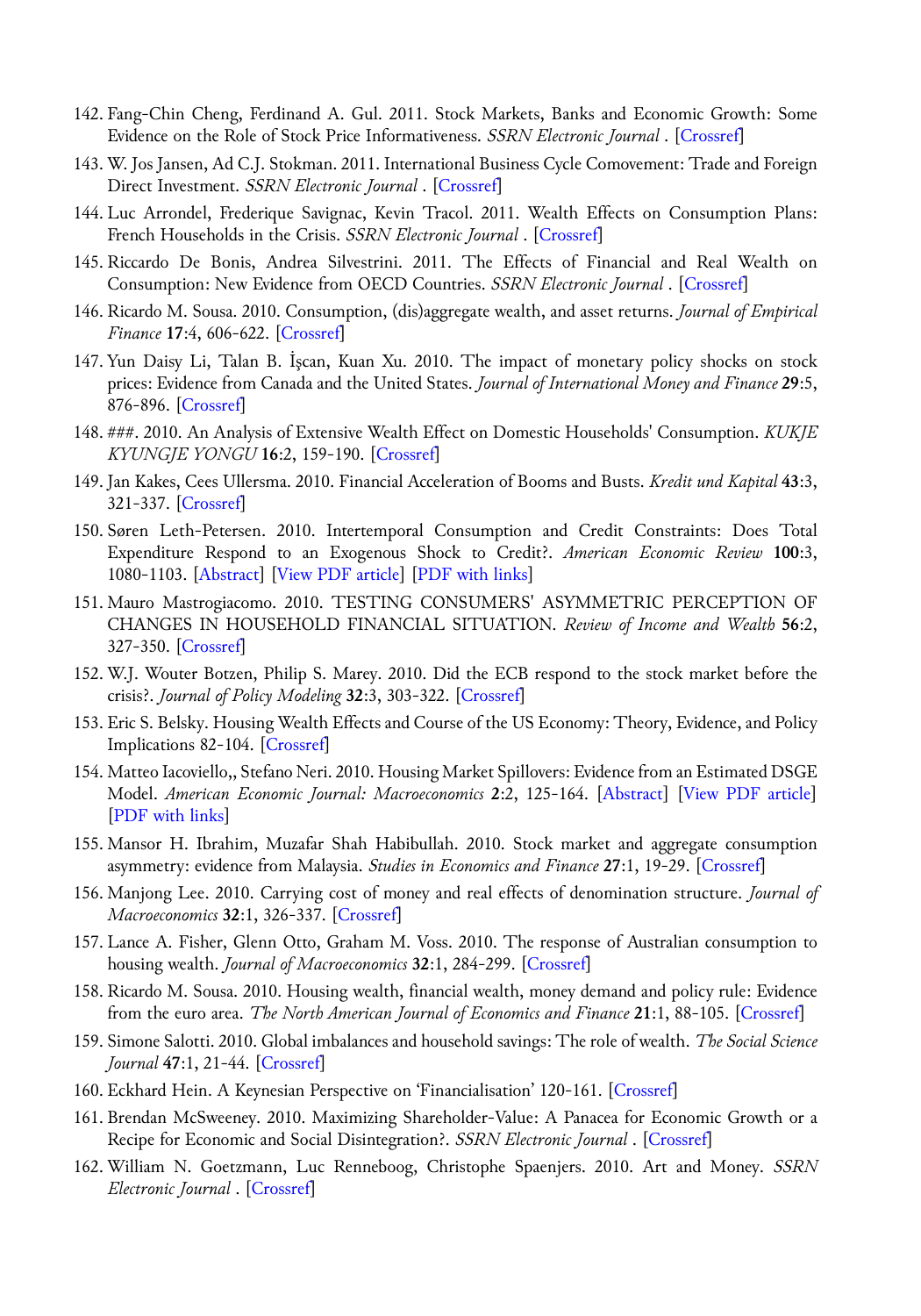142. Fang-Chin Cheng, Ferdinand A. Gul. 2011. Stock Markets, Banks and Economic Growth: Some Evidence on the Role of Stock Price Informativeness. *SSRN Electronic Journal* . [Crossref]
143. W. Jos Jansen, Ad C.J. Stokman. 2011. International Business Cycle Comovement: Trade and Foreign Direct Investment. *SSRN Electronic Journal* . [Crossref]
144. Luc Arrondel, Frederique Savignac, Kevin Tracol. 2011. Wealth Effects on Consumption Plans: French Households in the Crisis. *SSRN Electronic Journal* . [Crossref]
145. Riccardo De Bonis, Andrea Silvestrini. 2011. The Effects of Financial and Real Wealth on Consumption: New Evidence from OECD Countries. *SSRN Electronic Journal* . [Crossref]
146. Ricardo M. Sousa. 2010. Consumption, (dis)aggregate wealth, and asset returns. *Journal of Empirical Finance* **17**:4, 606-622. [Crossref]
147. Yun Daisy Li, Talan B. İşcan, Kuan Xu. 2010. The impact of monetary policy shocks on stock prices: Evidence from Canada and the United States. *Journal of International Money and Finance* **29**:5, 876-896. [Crossref]
148. ###. 2010. An Analysis of Extensive Wealth Effect on Domestic Households' Consumption. *KUKJE KYUNGJE YONGU* **16**:2, 159-190. [Crossref]
149. Jan Kakes, Cees Ullersma. 2010. Financial Acceleration of Booms and Busts. *Kredit und Kapital* **43**:3, 321-337. [Crossref]
150. Søren Leth-Petersen. 2010. Intertemporal Consumption and Credit Constraints: Does Total Expenditure Respond to an Exogenous Shock to Credit?. *American Economic Review* **100**:3, 1080-1103. [Abstract] [View PDF article] [PDF with links]
151. Mauro Mastrogiacomo. 2010. TESTING CONSUMERS' ASYMMETRIC PERCEPTION OF CHANGES IN HOUSEHOLD FINANCIAL SITUATION. *Review of Income and Wealth* **56**:2, 327-350. [Crossref]
152. W.J. Wouter Botzen, Philip S. Marey. 2010. Did the ECB respond to the stock market before the crisis?. *Journal of Policy Modeling* **32**:3, 303-322. [Crossref]
153. Eric S. Belsky. Housing Wealth Effects and Course of the US Economy: Theory, Evidence, and Policy Implications 82-104. [Crossref]
154. Matteo Iacoviello,, Stefano Neri. 2010. Housing Market Spillovers: Evidence from an Estimated DSGE Model. *American Economic Journal: Macroeconomics* **2**:2, 125-164. [Abstract] [View PDF article] [PDF with links]
155. Mansor H. Ibrahim, Muzafar Shah Habibullah. 2010. Stock market and aggregate consumption asymmetry: evidence from Malaysia. *Studies in Economics and Finance* **27**:1, 19-29. [Crossref]
156. Manjong Lee. 2010. Carrying cost of money and real effects of denomination structure. *Journal of Macroeconomics* **32**:1, 326-337. [Crossref]
157. Lance A. Fisher, Glenn Otto, Graham M. Voss. 2010. The response of Australian consumption to housing wealth. *Journal of Macroeconomics* **32**:1, 284-299. [Crossref]
158. Ricardo M. Sousa. 2010. Housing wealth, financial wealth, money demand and policy rule: Evidence from the euro area. *The North American Journal of Economics and Finance* **21**:1, 88-105. [Crossref]
159. Simone Salotti. 2010. Global imbalances and household savings: The role of wealth. *The Social Science Journal* **47**:1, 21-44. [Crossref]
160. Eckhard Hein. A Keynesian Perspective on 'Financialisation' 120-161. [Crossref]
161. Brendan McSweeney. 2010. Maximizing Shareholder-Value: A Panacea for Economic Growth or a Recipe for Economic and Social Disintegration?. *SSRN Electronic Journal* . [Crossref]
162. William N. Goetzmann, Luc Renneboog, Christophe Spaenjers. 2010. Art and Money. *SSRN Electronic Journal* . [Crossref]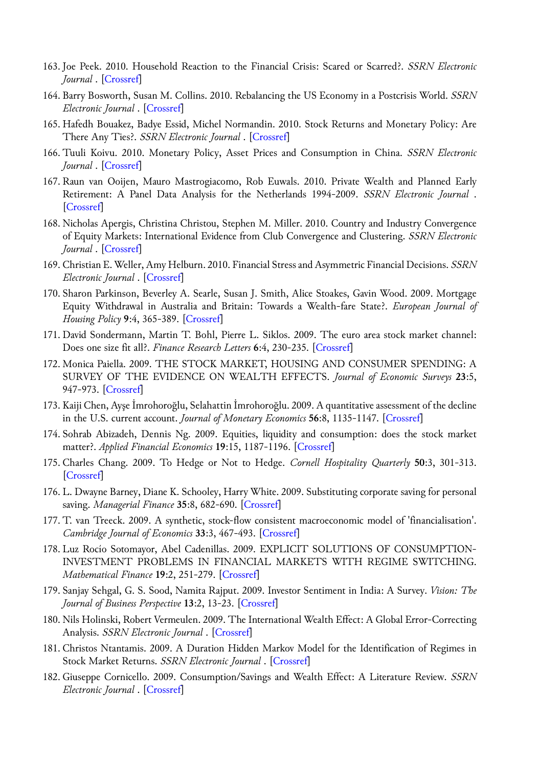163. Joe Peek. 2010. Household Reaction to the Financial Crisis: Scared or Scarred?. *SSRN Electronic Journal* . [Crossref]
164. Barry Bosworth, Susan M. Collins. 2010. Rebalancing the US Economy in a Postcrisis World. *SSRN Electronic Journal* . [Crossref]
165. Hafedh Bouakez, Badye Essid, Michel Normandin. 2010. Stock Returns and Monetary Policy: Are There Any Ties?. *SSRN Electronic Journal* . [Crossref]
166. Tuuli Koivu. 2010. Monetary Policy, Asset Prices and Consumption in China. *SSRN Electronic Journal* . [Crossref]
167. Raun van Ooijen, Mauro Mastrogiacomo, Rob Euwals. 2010. Private Wealth and Planned Early Retirement: A Panel Data Analysis for the Netherlands 1994-2009. *SSRN Electronic Journal* . [Crossref]
168. Nicholas Apergis, Christina Christou, Stephen M. Miller. 2010. Country and Industry Convergence of Equity Markets: International Evidence from Club Convergence and Clustering. *SSRN Electronic Journal* . [Crossref]
169. Christian E. Weller, Amy Helburn. 2010. Financial Stress and Asymmetric Financial Decisions. *SSRN Electronic Journal* . [Crossref]
170. Sharon Parkinson, Beverley A. Searle, Susan J. Smith, Alice Stoakes, Gavin Wood. 2009. Mortgage Equity Withdrawal in Australia and Britain: Towards a Wealth-fare State?. *European Journal of Housing Policy* **9**:4, 365-389. [Crossref]
171. David Sondermann, Martin T. Bohl, Pierre L. Siklos. 2009. The euro area stock market channel: Does one size fit all?. *Finance Research Letters* **6**:4, 230-235. [Crossref]
172. Monica Paiella. 2009. THE STOCK MARKET, HOUSING AND CONSUMER SPENDING: A SURVEY OF THE EVIDENCE ON WEALTH EFFECTS. *Journal of Economic Surveys* **23**:5, 947-973. [Crossref]
173. Kaiji Chen, Ayşe İmrohoroğlu, Selahattin İmrohoroğlu. 2009. A quantitative assessment of the decline in the U.S. current account. *Journal of Monetary Economics* **56**:8, 1135-1147. [Crossref]
174. Sohrab Abizadeh, Dennis Ng. 2009. Equities, liquidity and consumption: does the stock market matter?. *Applied Financial Economics* **19**:15, 1187-1196. [Crossref]
175. Charles Chang. 2009. To Hedge or Not to Hedge. *Cornell Hospitality Quarterly* **50**:3, 301-313. [Crossref]
176. L. Dwayne Barney, Diane K. Schooley, Harry White. 2009. Substituting corporate saving for personal saving. *Managerial Finance* **35**:8, 682-690. [Crossref]
177. T. van Treeck. 2009. A synthetic, stock-flow consistent macroeconomic model of 'financialisation'. *Cambridge Journal of Economics* **33**:3, 467-493. [Crossref]
178. Luz Rocío Sotomayor, Abel Cadenillas. 2009. EXPLICIT SOLUTIONS OF CONSUMPTION-INVESTMENT PROBLEMS IN FINANCIAL MARKETS WITH REGIME SWITCHING. *Mathematical Finance* **19**:2, 251-279. [Crossref]
179. Sanjay Sehgal, G. S. Sood, Namita Rajput. 2009. Investor Sentiment in India: A Survey. *Vision: The Journal of Business Perspective* **13**:2, 13-23. [Crossref]
180. Nils Holinski, Robert Vermeulen. 2009. The International Wealth Effect: A Global Error-Correcting Analysis. *SSRN Electronic Journal* . [Crossref]
181. Christos Ntantamis. 2009. A Duration Hidden Markov Model for the Identification of Regimes in Stock Market Returns. *SSRN Electronic Journal* . [Crossref]
182. Giuseppe Cornicello. 2009. Consumption/Savings and Wealth Effect: A Literature Review. *SSRN Electronic Journal* . [Crossref]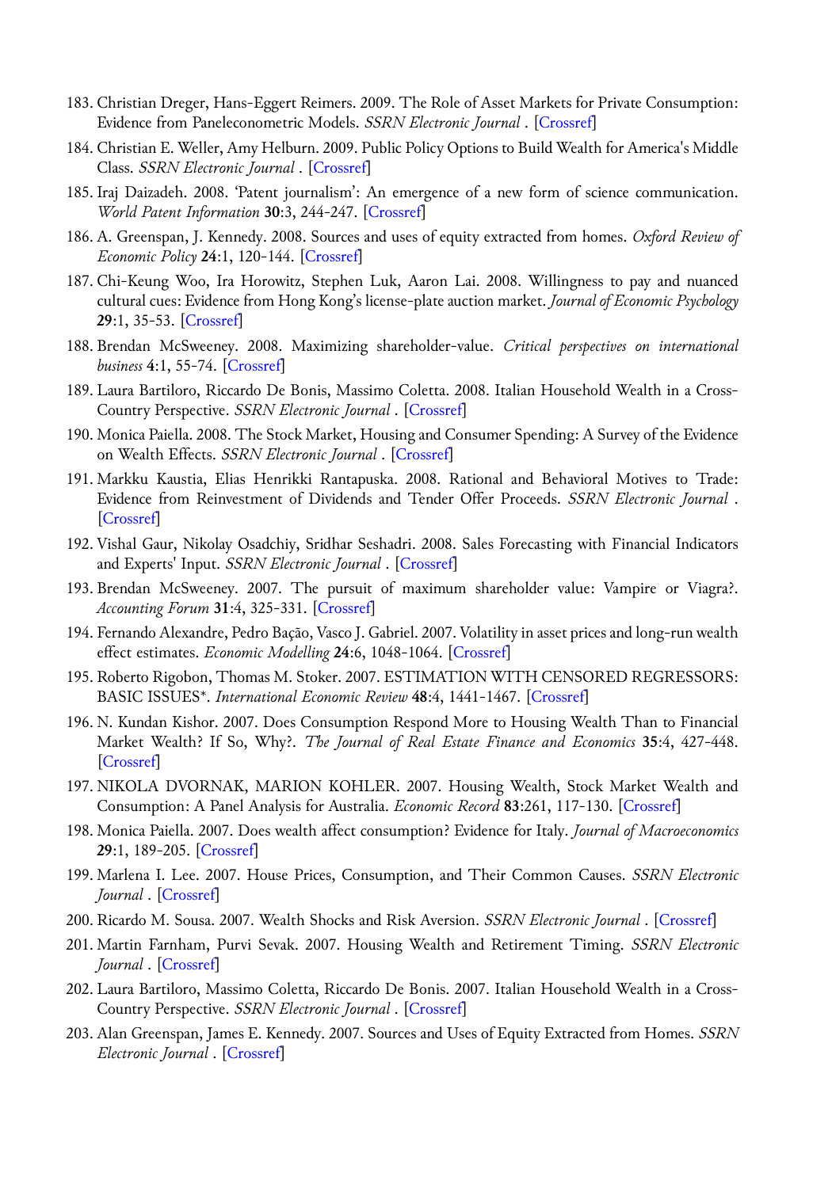183. Christian Dreger, Hans-Eggert Reimers. 2009. The Role of Asset Markets for Private Consumption: Evidence from Paneleconometric Models. *SSRN Electronic Journal* . [Crossref]
184. Christian E. Weller, Amy Helburn. 2009. Public Policy Options to Build Wealth for America's Middle Class. *SSRN Electronic Journal* . [Crossref]
185. Iraj Daizadeh. 2008. 'Patent journalism': An emergence of a new form of science communication. *World Patent Information* **30**:3, 244-247. [Crossref]
186. A. Greenspan, J. Kennedy. 2008. Sources and uses of equity extracted from homes. *Oxford Review of Economic Policy* **24**:1, 120-144. [Crossref]
187. Chi-Keung Woo, Ira Horowitz, Stephen Luk, Aaron Lai. 2008. Willingness to pay and nuanced cultural cues: Evidence from Hong Kong's license-plate auction market. *Journal of Economic Psychology* **29**:1, 35-53. [Crossref]
188. Brendan McSweeney. 2008. Maximizing shareholder-value. *Critical perspectives on international business* **4**:1, 55-74. [Crossref]
189. Laura Bartiloro, Riccardo De Bonis, Massimo Coletta. 2008. Italian Household Wealth in a Cross-Country Perspective. *SSRN Electronic Journal* . [Crossref]
190. Monica Paiella. 2008. The Stock Market, Housing and Consumer Spending: A Survey of the Evidence on Wealth Effects. *SSRN Electronic Journal* . [Crossref]
191. Markku Kaustia, Elias Henrikki Rantapuska. 2008. Rational and Behavioral Motives to Trade: Evidence from Reinvestment of Dividends and Tender Offer Proceeds. *SSRN Electronic Journal* . [Crossref]
192. Vishal Gaur, Nikolay Osadchiy, Sridhar Seshadri. 2008. Sales Forecasting with Financial Indicators and Experts' Input. *SSRN Electronic Journal* . [Crossref]
193. Brendan McSweeney. 2007. The pursuit of maximum shareholder value: Vampire or Viagra?. *Accounting Forum* **31**:4, 325-331. [Crossref]
194. Fernando Alexandre, Pedro Bação, Vasco J. Gabriel. 2007. Volatility in asset prices and long-run wealth effect estimates. *Economic Modelling* **24**:6, 1048-1064. [Crossref]
195. Roberto Rigobon, Thomas M. Stoker. 2007. ESTIMATION WITH CENSORED REGRESSORS: BASIC ISSUES*. *International Economic Review* **48**:4, 1441-1467. [Crossref]
196. N. Kundan Kishor. 2007. Does Consumption Respond More to Housing Wealth Than to Financial Market Wealth? If So, Why?. *The Journal of Real Estate Finance and Economics* **35**:4, 427-448. [Crossref]
197. NIKOLA DVORNAK, MARION KOHLER. 2007. Housing Wealth, Stock Market Wealth and Consumption: A Panel Analysis for Australia. *Economic Record* **83**:261, 117-130. [Crossref]
198. Monica Paiella. 2007. Does wealth affect consumption? Evidence for Italy. *Journal of Macroeconomics* **29**:1, 189-205. [Crossref]
199. Marlena I. Lee. 2007. House Prices, Consumption, and Their Common Causes. *SSRN Electronic Journal* . [Crossref]
200. Ricardo M. Sousa. 2007. Wealth Shocks and Risk Aversion. *SSRN Electronic Journal* . [Crossref]
201. Martin Farnham, Purvi Sevak. 2007. Housing Wealth and Retirement Timing. *SSRN Electronic Journal* . [Crossref]
202. Laura Bartiloro, Massimo Coletta, Riccardo De Bonis. 2007. Italian Household Wealth in a Cross-Country Perspective. *SSRN Electronic Journal* . [Crossref]
203. Alan Greenspan, James E. Kennedy. 2007. Sources and Uses of Equity Extracted from Homes. *SSRN Electronic Journal* . [Crossref]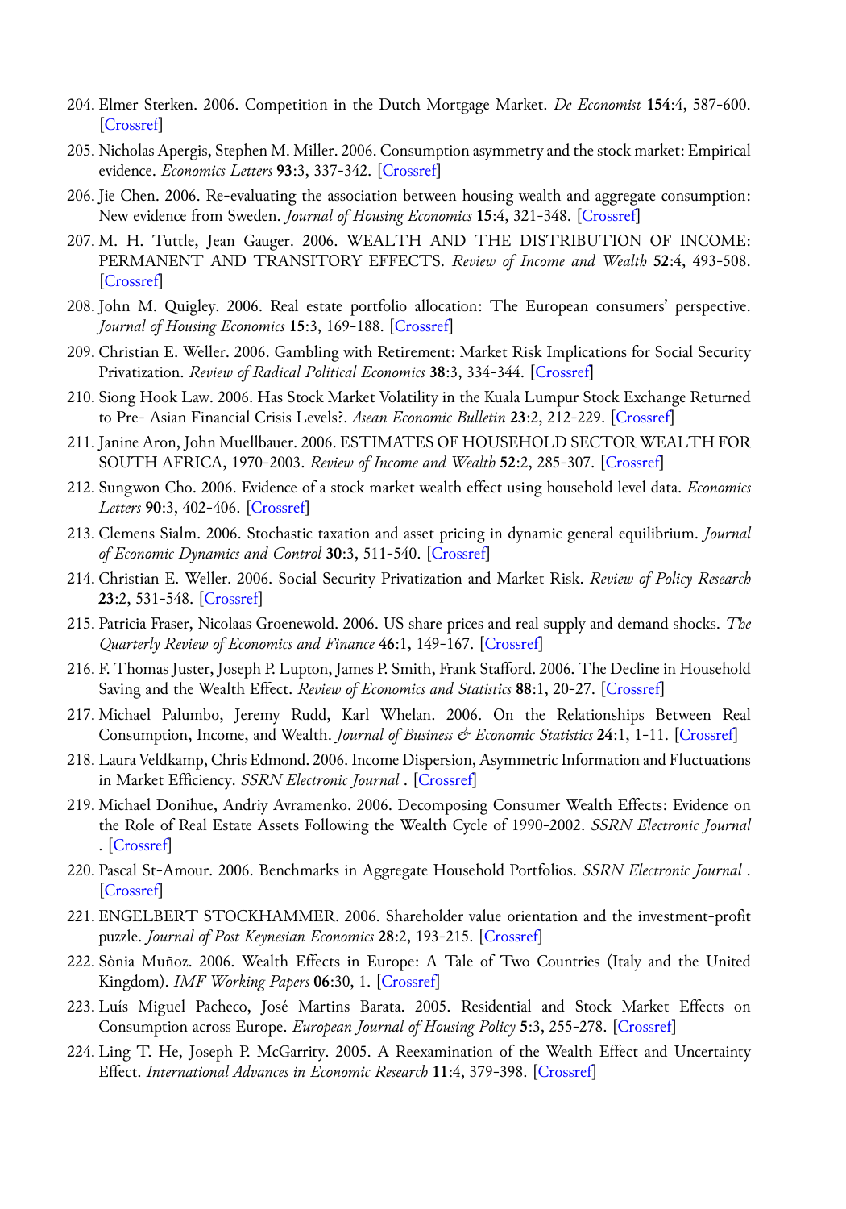204. Elmer Sterken. 2006. Competition in the Dutch Mortgage Market. *De Economist* **154**:4, 587-600. [Crossref]
205. Nicholas Apergis, Stephen M. Miller. 2006. Consumption asymmetry and the stock market: Empirical evidence. *Economics Letters* **93**:3, 337-342. [Crossref]
206. Jie Chen. 2006. Re-evaluating the association between housing wealth and aggregate consumption: New evidence from Sweden. *Journal of Housing Economics* **15**:4, 321-348. [Crossref]
207. M. H. Tuttle, Jean Gauger. 2006. WEALTH AND THE DISTRIBUTION OF INCOME: PERMANENT AND TRANSITORY EFFECTS. *Review of Income and Wealth* **52**:4, 493-508. [Crossref]
208. John M. Quigley. 2006. Real estate portfolio allocation: The European consumers' perspective. *Journal of Housing Economics* **15**:3, 169-188. [Crossref]
209. Christian E. Weller. 2006. Gambling with Retirement: Market Risk Implications for Social Security Privatization. *Review of Radical Political Economics* **38**:3, 334-344. [Crossref]
210. Siong Hook Law. 2006. Has Stock Market Volatility in the Kuala Lumpur Stock Exchange Returned to Pre- Asian Financial Crisis Levels?. *Asean Economic Bulletin* **23**:2, 212-229. [Crossref]
211. Janine Aron, John Muellbauer. 2006. ESTIMATES OF HOUSEHOLD SECTOR WEALTH FOR SOUTH AFRICA, 1970-2003. *Review of Income and Wealth* **52**:2, 285-307. [Crossref]
212. Sungwon Cho. 2006. Evidence of a stock market wealth effect using household level data. *Economics Letters* **90**:3, 402-406. [Crossref]
213. Clemens Sialm. 2006. Stochastic taxation and asset pricing in dynamic general equilibrium. *Journal of Economic Dynamics and Control* **30**:3, 511-540. [Crossref]
214. Christian E. Weller. 2006. Social Security Privatization and Market Risk. *Review of Policy Research* **23**:2, 531-548. [Crossref]
215. Patricia Fraser, Nicolaas Groenewold. 2006. US share prices and real supply and demand shocks. *The Quarterly Review of Economics and Finance* **46**:1, 149-167. [Crossref]
216. F. Thomas Juster, Joseph P. Lupton, James P. Smith, Frank Stafford. 2006. The Decline in Household Saving and the Wealth Effect. *Review of Economics and Statistics* **88**:1, 20-27. [Crossref]
217. Michael Palumbo, Jeremy Rudd, Karl Whelan. 2006. On the Relationships Between Real Consumption, Income, and Wealth. *Journal of Business & Economic Statistics* **24**:1, 1-11. [Crossref]
218. Laura Veldkamp, Chris Edmond. 2006. Income Dispersion, Asymmetric Information and Fluctuations in Market Efficiency. *SSRN Electronic Journal* . [Crossref]
219. Michael Donihue, Andriy Avramenko. 2006. Decomposing Consumer Wealth Effects: Evidence on the Role of Real Estate Assets Following the Wealth Cycle of 1990-2002. *SSRN Electronic Journal* . [Crossref]
220. Pascal St-Amour. 2006. Benchmarks in Aggregate Household Portfolios. *SSRN Electronic Journal* . [Crossref]
221. ENGELBERT STOCKHAMMER. 2006. Shareholder value orientation and the investment-profit puzzle. *Journal of Post Keynesian Economics* **28**:2, 193-215. [Crossref]
222. Sònia Muñoz. 2006. Wealth Effects in Europe: A Tale of Two Countries (Italy and the United Kingdom). *IMF Working Papers* **06**:30, 1. [Crossref]
223. Luís Miguel Pacheco, José Martins Barata. 2005. Residential and Stock Market Effects on Consumption across Europe. *European Journal of Housing Policy* **5**:3, 255-278. [Crossref]
224. Ling T. He, Joseph P. McGarrity. 2005. A Reexamination of the Wealth Effect and Uncertainty Effect. *International Advances in Economic Research* **11**:4, 379-398. [Crossref]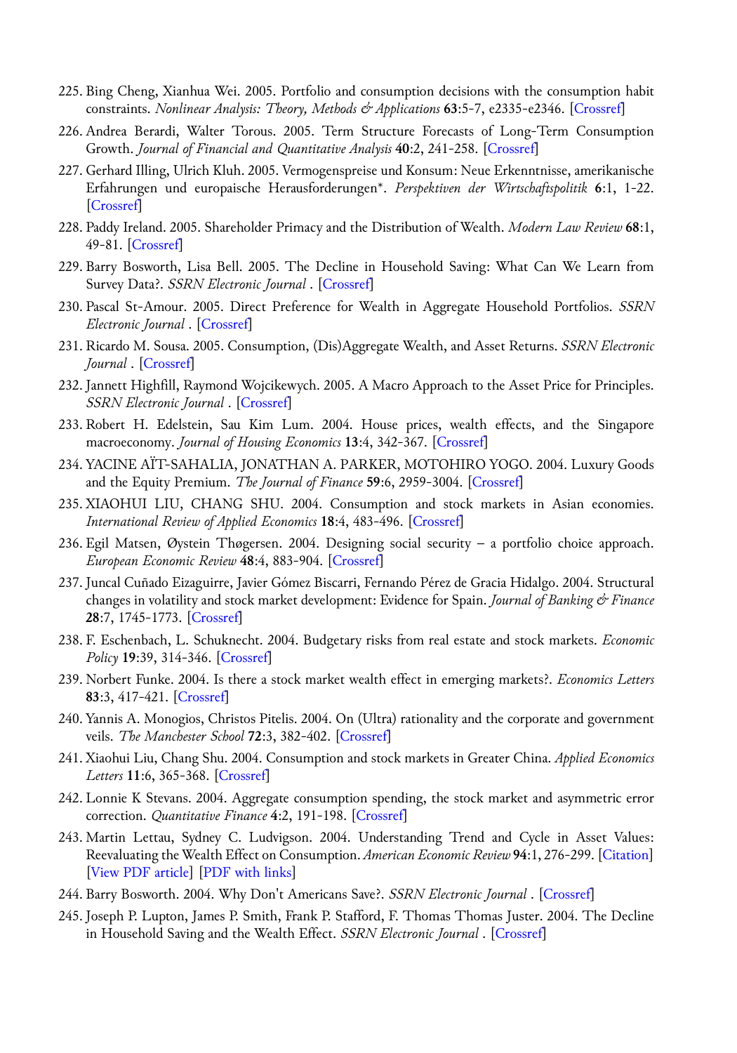225. Bing Cheng, Xianhua Wei. 2005. Portfolio and consumption decisions with the consumption habit constraints. *Nonlinear Analysis: Theory, Methods & Applications* **63**:5-7, e2335-e2346. [Crossref]
226. Andrea Berardi, Walter Torous. 2005. Term Structure Forecasts of Long-Term Consumption Growth. *Journal of Financial and Quantitative Analysis* **40**:2, 241-258. [Crossref]
227. Gerhard Illing, Ulrich Kluh. 2005. Vermogenspreise und Konsum: Neue Erkenntnisse, amerikanische Erfahrungen und europaische Herausforderungen*. *Perspektiven der Wirtschaftspolitik* **6**:1, 1-22. [Crossref]
228. Paddy Ireland. 2005. Shareholder Primacy and the Distribution of Wealth. *Modern Law Review* **68**:1, 49-81. [Crossref]
229. Barry Bosworth, Lisa Bell. 2005. The Decline in Household Saving: What Can We Learn from Survey Data?. *SSRN Electronic Journal* . [Crossref]
230. Pascal St-Amour. 2005. Direct Preference for Wealth in Aggregate Household Portfolios. *SSRN Electronic Journal* . [Crossref]
231. Ricardo M. Sousa. 2005. Consumption, (Dis)Aggregate Wealth, and Asset Returns. *SSRN Electronic Journal* . [Crossref]
232. Jannett Highfill, Raymond Wojcikewych. 2005. A Macro Approach to the Asset Price for Principles. *SSRN Electronic Journal* . [Crossref]
233. Robert H. Edelstein, Sau Kim Lum. 2004. House prices, wealth effects, and the Singapore macroeconomy. *Journal of Housing Economics* **13**:4, 342-367. [Crossref]
234. YACINE AÏT-SAHALIA, JONATHAN A. PARKER, MOTOHIRO YOGO. 2004. Luxury Goods and the Equity Premium. *The Journal of Finance* **59**:6, 2959-3004. [Crossref]
235. XIAOHUI LIU, CHANG SHU. 2004. Consumption and stock markets in Asian economies. *International Review of Applied Economics* **18**:4, 483-496. [Crossref]
236. Egil Matsen, Øystein Thøgersen. 2004. Designing social security – a portfolio choice approach. *European Economic Review* **48**:4, 883-904. [Crossref]
237. Juncal Cuñado Eizaguirre, Javier Gómez Biscarri, Fernando Pérez de Gracia Hidalgo. 2004. Structural changes in volatility and stock market development: Evidence for Spain. *Journal of Banking & Finance* **28**:7, 1745-1773. [Crossref]
238. F. Eschenbach, L. Schuknecht. 2004. Budgetary risks from real estate and stock markets. *Economic Policy* **19**:39, 314-346. [Crossref]
239. Norbert Funke. 2004. Is there a stock market wealth effect in emerging markets?. *Economics Letters* **83**:3, 417-421. [Crossref]
240. Yannis A. Monogios, Christos Pitelis. 2004. On (Ultra) rationality and the corporate and government veils. *The Manchester School* **72**:3, 382-402. [Crossref]
241. Xiaohui Liu, Chang Shu. 2004. Consumption and stock markets in Greater China. *Applied Economics Letters* **11**:6, 365-368. [Crossref]
242. Lonnie K Stevans. 2004. Aggregate consumption spending, the stock market and asymmetric error correction. *Quantitative Finance* **4**:2, 191-198. [Crossref]
243. Martin Lettau, Sydney C. Ludvigson. 2004. Understanding Trend and Cycle in Asset Values: Reevaluating the Wealth Effect on Consumption. *American Economic Review* **94**:1, 276-299. [Citation] [View PDF article] [PDF with links]
244. Barry Bosworth. 2004. Why Don't Americans Save?. *SSRN Electronic Journal* . [Crossref]
245. Joseph P. Lupton, James P. Smith, Frank P. Stafford, F. Thomas Thomas Juster. 2004. The Decline in Household Saving and the Wealth Effect. *SSRN Electronic Journal* . [Crossref]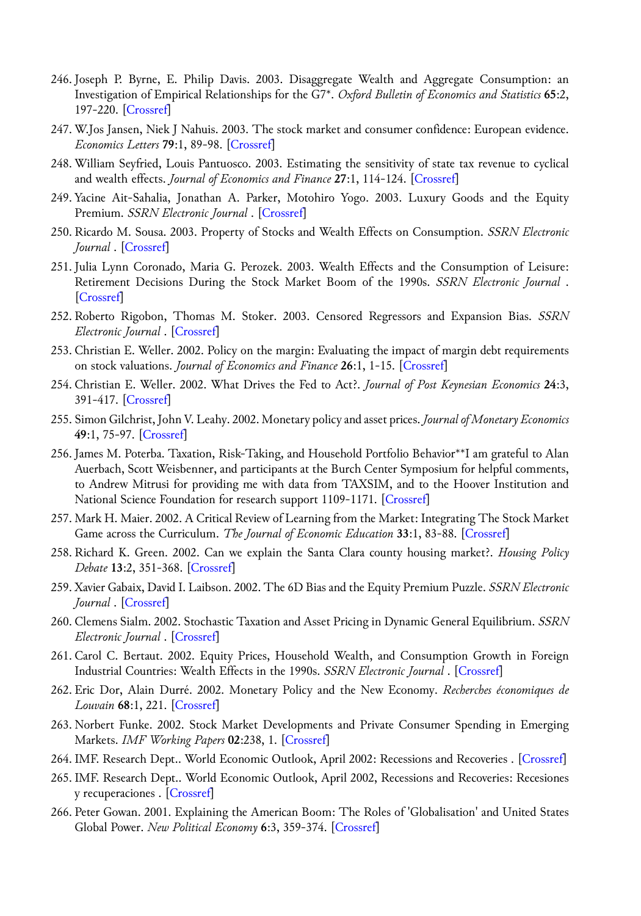246. Joseph P. Byrne, E. Philip Davis. 2003. Disaggregate Wealth and Aggregate Consumption: an Investigation of Empirical Relationships for the G7\*. *Oxford Bulletin of Economics and Statistics* **65**:2, 197-220. [Crossref]
247. W.Jos Jansen, Niek J Nahuis. 2003. The stock market and consumer confidence: European evidence. *Economics Letters* **79**:1, 89-98. [Crossref]
248. William Seyfried, Louis Pantuosco. 2003. Estimating the sensitivity of state tax revenue to cyclical and wealth effects. *Journal of Economics and Finance* **27**:1, 114-124. [Crossref]
249. Yacine Ait-Sahalia, Jonathan A. Parker, Motohiro Yogo. 2003. Luxury Goods and the Equity Premium. *SSRN Electronic Journal* . [Crossref]
250. Ricardo M. Sousa. 2003. Property of Stocks and Wealth Effects on Consumption. *SSRN Electronic Journal* . [Crossref]
251. Julia Lynn Coronado, Maria G. Perozek. 2003. Wealth Effects and the Consumption of Leisure: Retirement Decisions During the Stock Market Boom of the 1990s. *SSRN Electronic Journal* . [Crossref]
252. Roberto Rigobon, Thomas M. Stoker. 2003. Censored Regressors and Expansion Bias. *SSRN Electronic Journal* . [Crossref]
253. Christian E. Weller. 2002. Policy on the margin: Evaluating the impact of margin debt requirements on stock valuations. *Journal of Economics and Finance* **26**:1, 1-15. [Crossref]
254. Christian E. Weller. 2002. What Drives the Fed to Act?. *Journal of Post Keynesian Economics* **24**:3, 391-417. [Crossref]
255. Simon Gilchrist, John V. Leahy. 2002. Monetary policy and asset prices. *Journal of Monetary Economics* **49**:1, 75-97. [Crossref]
256. James M. Poterba. Taxation, Risk-Taking, and Household Portfolio Behavior\*\*I am grateful to Alan Auerbach, Scott Weisbenner, and participants at the Burch Center Symposium for helpful comments, to Andrew Mitrusi for providing me with data from TAXSIM, and to the Hoover Institution and National Science Foundation for research support 1109-1171. [Crossref]
257. Mark H. Maier. 2002. A Critical Review of Learning from the Market: Integrating The Stock Market Game across the Curriculum. *The Journal of Economic Education* **33**:1, 83-88. [Crossref]
258. Richard K. Green. 2002. Can we explain the Santa Clara county housing market?. *Housing Policy Debate* **13**:2, 351-368. [Crossref]
259. Xavier Gabaix, David I. Laibson. 2002. The 6D Bias and the Equity Premium Puzzle. *SSRN Electronic Journal* . [Crossref]
260. Clemens Sialm. 2002. Stochastic Taxation and Asset Pricing in Dynamic General Equilibrium. *SSRN Electronic Journal* . [Crossref]
261. Carol C. Bertaut. 2002. Equity Prices, Household Wealth, and Consumption Growth in Foreign Industrial Countries: Wealth Effects in the 1990s. *SSRN Electronic Journal* . [Crossref]
262. Eric Dor, Alain Durré. 2002. Monetary Policy and the New Economy. *Recherches économiques de Louvain* **68**:1, 221. [Crossref]
263. Norbert Funke. 2002. Stock Market Developments and Private Consumer Spending in Emerging Markets. *IMF Working Papers* **02**:238, 1. [Crossref]
264. IMF. Research Dept.. World Economic Outlook, April 2002: Recessions and Recoveries . [Crossref]
265. IMF. Research Dept.. World Economic Outlook, April 2002, Recessions and Recoveries: Recesiones y recuperaciones . [Crossref]
266. Peter Gowan. 2001. Explaining the American Boom: The Roles of 'Globalisation' and United States Global Power. *New Political Economy* **6**:3, 359-374. [Crossref]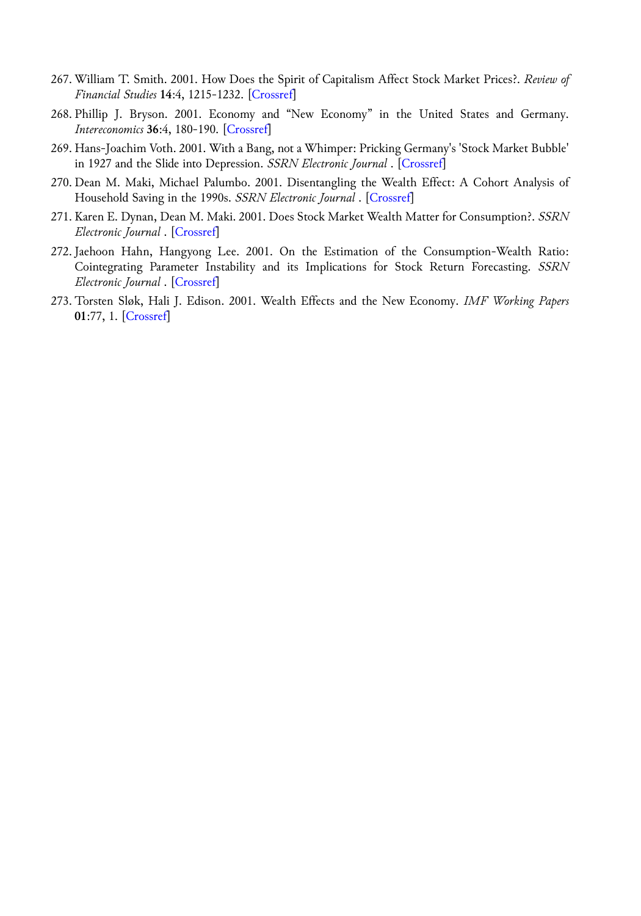267. William T. Smith. 2001. How Does the Spirit of Capitalism Affect Stock Market Prices?. *Review of Financial Studies* **14**:4, 1215-1232. [Crossref]
268. Phillip J. Bryson. 2001. Economy and "New Economy" in the United States and Germany. *Intereconomics* **36**:4, 180-190. [Crossref]
269. Hans-Joachim Voth. 2001. With a Bang, not a Whimper: Pricking Germany's 'Stock Market Bubble' in 1927 and the Slide into Depression. *SSRN Electronic Journal* . [Crossref]
270. Dean M. Maki, Michael Palumbo. 2001. Disentangling the Wealth Effect: A Cohort Analysis of Household Saving in the 1990s. *SSRN Electronic Journal* . [Crossref]
271. Karen E. Dynan, Dean M. Maki. 2001. Does Stock Market Wealth Matter for Consumption?. *SSRN Electronic Journal* . [Crossref]
272. Jaehoon Hahn, Hangyong Lee. 2001. On the Estimation of the Consumption-Wealth Ratio: Cointegrating Parameter Instability and its Implications for Stock Return Forecasting. *SSRN Electronic Journal* . [Crossref]
273. Torsten Sløk, Hali J. Edison. 2001. Wealth Effects and the New Economy. *IMF Working Papers* **01**:77, 1. [Crossref]